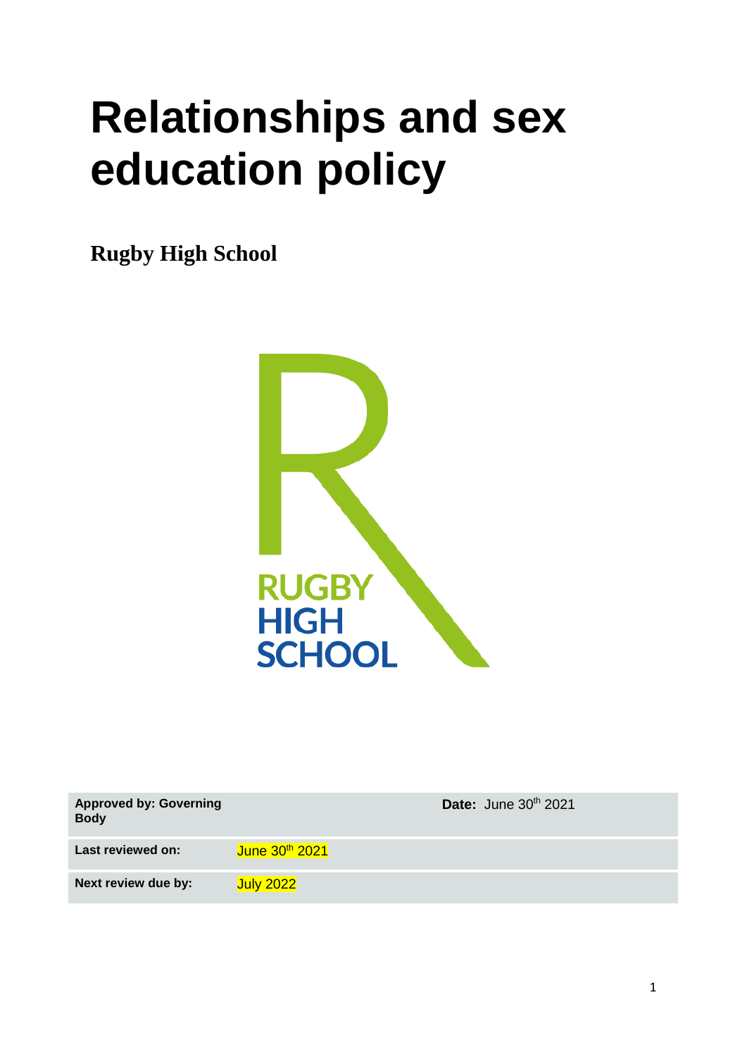# Relationships and sex education policy

**Rugby High School**

| Approved by: Governing Body | | Date: June 30th 2021 |
|---|---|---|
| **Last reviewed on:** | June 30th 2021 | |
| **Next review due by:** | July 2022 | |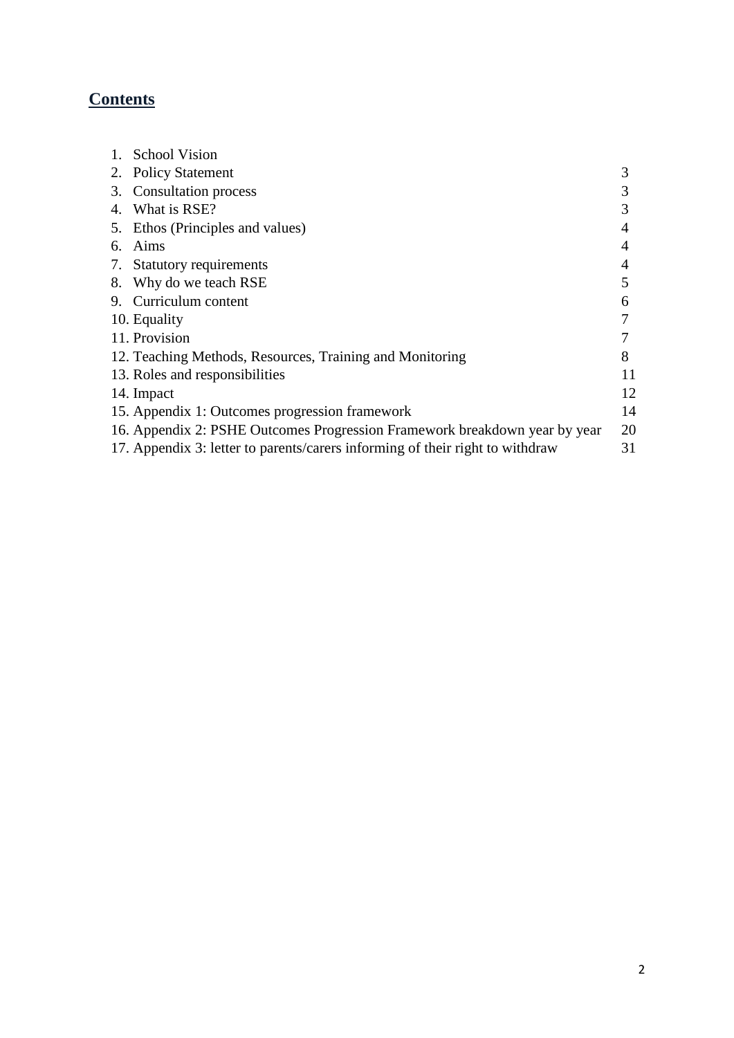## Contents

| | |
|---|---|
| 1. School Vision | |
| 2. Policy Statement | 3 |
| 3. Consultation process | 3 |
| 4. What is RSE? | 3 |
| 5. Ethos (Principles and values) | 4 |
| 6. Aims | 4 |
| 7. Statutory requirements | 4 |
| 8. Why do we teach RSE | 5 |
| 9. Curriculum content | 6 |
| 10. Equality | 7 |
| 11. Provision | 7 |
| 12. Teaching Methods, Resources, Training and Monitoring | 8 |
| 13. Roles and responsibilities | 11 |
| 14. Impact | 12 |
| 15. Appendix 1: Outcomes progression framework | 14 |
| 16. Appendix 2: PSHE Outcomes Progression Framework breakdown year by year | 20 |
| 17. Appendix 3: letter to parents/carers informing of their right to withdraw | 31 |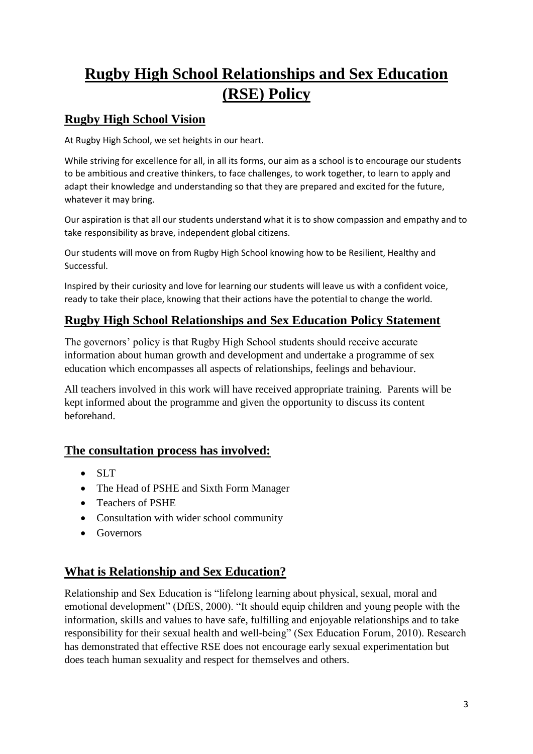# Rugby High School Relationships and Sex Education (RSE) Policy

## Rugby High School Vision

At Rugby High School, we set heights in our heart.

While striving for excellence for all, in all its forms, our aim as a school is to encourage our students to be ambitious and creative thinkers, to face challenges, to work together, to learn to apply and adapt their knowledge and understanding so that they are prepared and excited for the future, whatever it may bring.

Our aspiration is that all our students understand what it is to show compassion and empathy and to take responsibility as brave, independent global citizens.

Our students will move on from Rugby High School knowing how to be Resilient, Healthy and Successful.

Inspired by their curiosity and love for learning our students will leave us with a confident voice, ready to take their place, knowing that their actions have the potential to change the world.

## Rugby High School Relationships and Sex Education Policy Statement

The governors' policy is that Rugby High School students should receive accurate information about human growth and development and undertake a programme of sex education which encompasses all aspects of relationships, feelings and behaviour.

All teachers involved in this work will have received appropriate training. Parents will be kept informed about the programme and given the opportunity to discuss its content beforehand.

## The consultation process has involved:

- SLT
- The Head of PSHE and Sixth Form Manager
- Teachers of PSHE
- Consultation with wider school community
- Governors

## What is Relationship and Sex Education?

Relationship and Sex Education is "lifelong learning about physical, sexual, moral and emotional development" (DfES, 2000). "It should equip children and young people with the information, skills and values to have safe, fulfilling and enjoyable relationships and to take responsibility for their sexual health and well-being" (Sex Education Forum, 2010). Research has demonstrated that effective RSE does not encourage early sexual experimentation but does teach human sexuality and respect for themselves and others.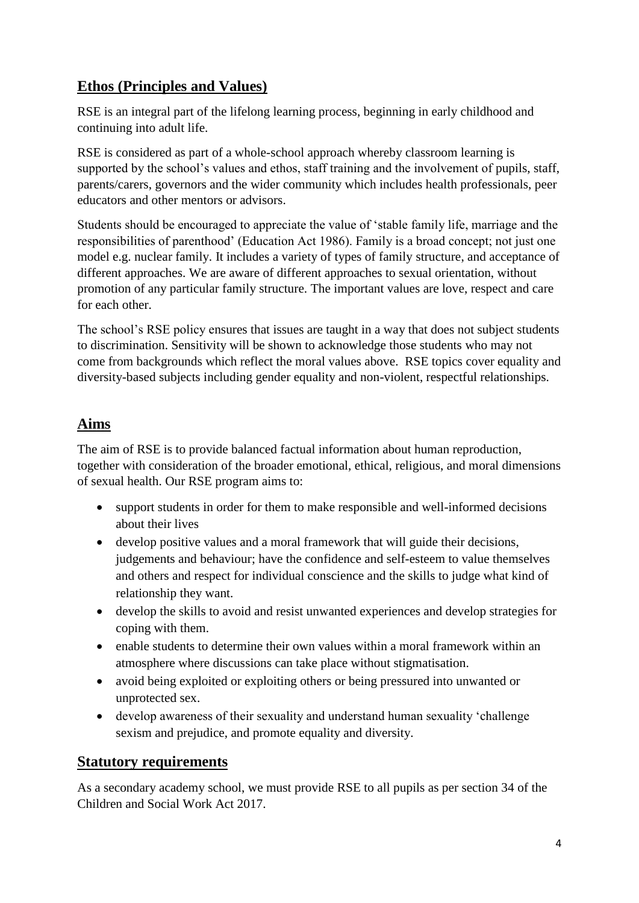## Ethos (Principles and Values)

RSE is an integral part of the lifelong learning process, beginning in early childhood and continuing into adult life.

RSE is considered as part of a whole-school approach whereby classroom learning is supported by the school's values and ethos, staff training and the involvement of pupils, staff, parents/carers, governors and the wider community which includes health professionals, peer educators and other mentors or advisors.

Students should be encouraged to appreciate the value of 'stable family life, marriage and the responsibilities of parenthood' (Education Act 1986). Family is a broad concept; not just one model e.g. nuclear family. It includes a variety of types of family structure, and acceptance of different approaches. We are aware of different approaches to sexual orientation, without promotion of any particular family structure. The important values are love, respect and care for each other.

The school's RSE policy ensures that issues are taught in a way that does not subject students to discrimination. Sensitivity will be shown to acknowledge those students who may not come from backgrounds which reflect the moral values above. RSE topics cover equality and diversity-based subjects including gender equality and non-violent, respectful relationships.

## Aims

The aim of RSE is to provide balanced factual information about human reproduction, together with consideration of the broader emotional, ethical, religious, and moral dimensions of sexual health. Our RSE program aims to:

- support students in order for them to make responsible and well-informed decisions about their lives
- develop positive values and a moral framework that will guide their decisions, judgements and behaviour; have the confidence and self-esteem to value themselves and others and respect for individual conscience and the skills to judge what kind of relationship they want.
- develop the skills to avoid and resist unwanted experiences and develop strategies for coping with them.
- enable students to determine their own values within a moral framework within an atmosphere where discussions can take place without stigmatisation.
- avoid being exploited or exploiting others or being pressured into unwanted or unprotected sex.
- develop awareness of their sexuality and understand human sexuality 'challenge sexism and prejudice, and promote equality and diversity.

## Statutory requirements

As a secondary academy school, we must provide RSE to all pupils as per section 34 of the Children and Social Work Act 2017.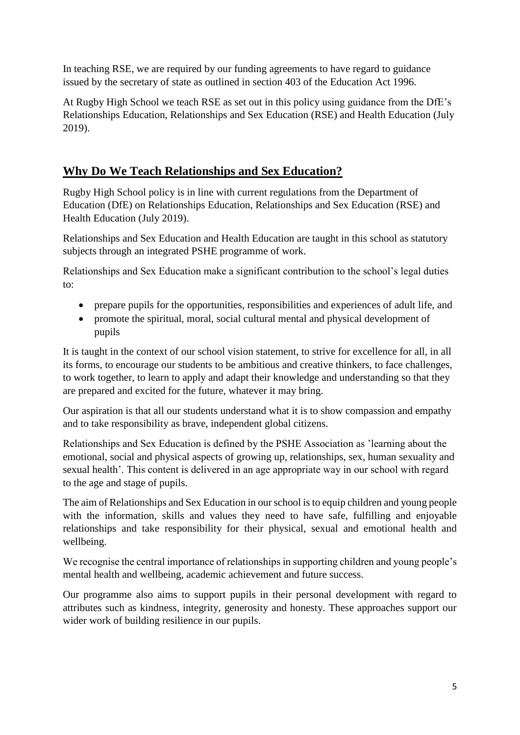In teaching RSE, we are required by our funding agreements to have regard to guidance issued by the secretary of state as outlined in section 403 of the Education Act 1996.

At Rugby High School we teach RSE as set out in this policy using guidance from the DfE's Relationships Education, Relationships and Sex Education (RSE) and Health Education (July 2019).

## Why Do We Teach Relationships and Sex Education?

Rugby High School policy is in line with current regulations from the Department of Education (DfE) on Relationships Education, Relationships and Sex Education (RSE) and Health Education (July 2019).

Relationships and Sex Education and Health Education are taught in this school as statutory subjects through an integrated PSHE programme of work.

Relationships and Sex Education make a significant contribution to the school's legal duties to:

- prepare pupils for the opportunities, responsibilities and experiences of adult life, and
- promote the spiritual, moral, social cultural mental and physical development of pupils

It is taught in the context of our school vision statement, to strive for excellence for all, in all its forms, to encourage our students to be ambitious and creative thinkers, to face challenges, to work together, to learn to apply and adapt their knowledge and understanding so that they are prepared and excited for the future, whatever it may bring.

Our aspiration is that all our students understand what it is to show compassion and empathy and to take responsibility as brave, independent global citizens.

Relationships and Sex Education is defined by the PSHE Association as 'learning about the emotional, social and physical aspects of growing up, relationships, sex, human sexuality and sexual health'. This content is delivered in an age appropriate way in our school with regard to the age and stage of pupils.

The aim of Relationships and Sex Education in our school is to equip children and young people with the information, skills and values they need to have safe, fulfilling and enjoyable relationships and take responsibility for their physical, sexual and emotional health and wellbeing.

We recognise the central importance of relationships in supporting children and young people's mental health and wellbeing, academic achievement and future success.

Our programme also aims to support pupils in their personal development with regard to attributes such as kindness, integrity, generosity and honesty. These approaches support our wider work of building resilience in our pupils.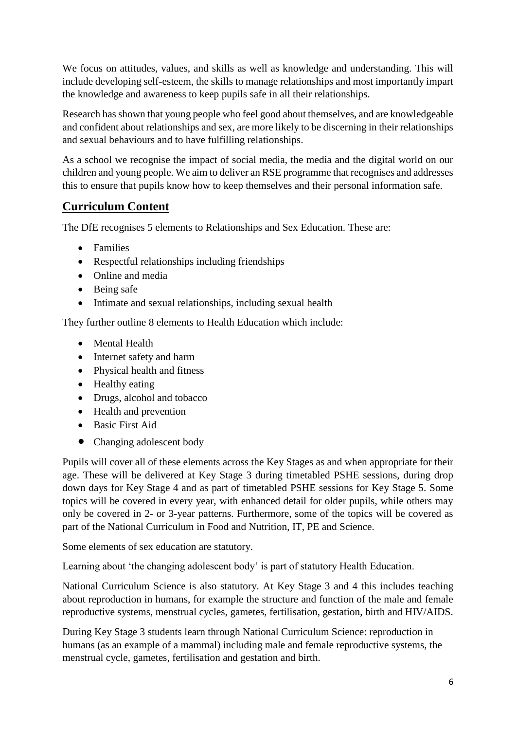We focus on attitudes, values, and skills as well as knowledge and understanding. This will include developing self-esteem, the skills to manage relationships and most importantly impart the knowledge and awareness to keep pupils safe in all their relationships.

Research has shown that young people who feel good about themselves, and are knowledgeable and confident about relationships and sex, are more likely to be discerning in their relationships and sexual behaviours and to have fulfilling relationships.

As a school we recognise the impact of social media, the media and the digital world on our children and young people. We aim to deliver an RSE programme that recognises and addresses this to ensure that pupils know how to keep themselves and their personal information safe.

## Curriculum Content

The DfE recognises 5 elements to Relationships and Sex Education. These are:

- Families
- Respectful relationships including friendships
- Online and media
- Being safe
- Intimate and sexual relationships, including sexual health

They further outline 8 elements to Health Education which include:

- Mental Health
- Internet safety and harm
- Physical health and fitness
- Healthy eating
- Drugs, alcohol and tobacco
- Health and prevention
- Basic First Aid
- Changing adolescent body

Pupils will cover all of these elements across the Key Stages as and when appropriate for their age. These will be delivered at Key Stage 3 during timetabled PSHE sessions, during drop down days for Key Stage 4 and as part of timetabled PSHE sessions for Key Stage 5. Some topics will be covered in every year, with enhanced detail for older pupils, while others may only be covered in 2- or 3-year patterns. Furthermore, some of the topics will be covered as part of the National Curriculum in Food and Nutrition, IT, PE and Science.

Some elements of sex education are statutory.

Learning about 'the changing adolescent body' is part of statutory Health Education.

National Curriculum Science is also statutory. At Key Stage 3 and 4 this includes teaching about reproduction in humans, for example the structure and function of the male and female reproductive systems, menstrual cycles, gametes, fertilisation, gestation, birth and HIV/AIDS.

During Key Stage 3 students learn through National Curriculum Science: reproduction in humans (as an example of a mammal) including male and female reproductive systems, the menstrual cycle, gametes, fertilisation and gestation and birth.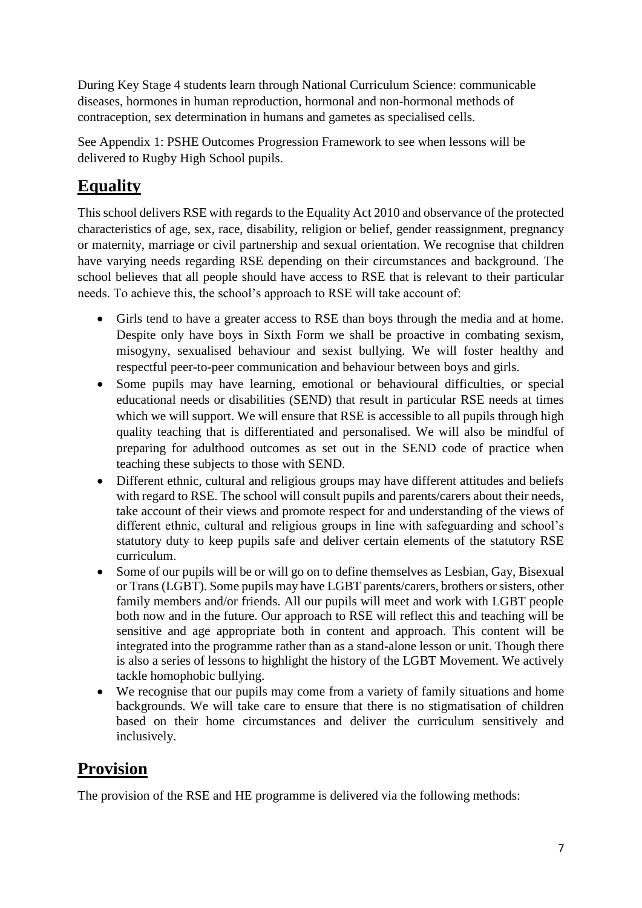During Key Stage 4 students learn through National Curriculum Science: communicable diseases, hormones in human reproduction, hormonal and non-hormonal methods of contraception, sex determination in humans and gametes as specialised cells.

See Appendix 1: PSHE Outcomes Progression Framework to see when lessons will be delivered to Rugby High School pupils.

## **Equality**

This school delivers RSE with regards to the Equality Act 2010 and observance of the protected characteristics of age, sex, race, disability, religion or belief, gender reassignment, pregnancy or maternity, marriage or civil partnership and sexual orientation. We recognise that children have varying needs regarding RSE depending on their circumstances and background. The school believes that all people should have access to RSE that is relevant to their particular needs. To achieve this, the school's approach to RSE will take account of:

- Girls tend to have a greater access to RSE than boys through the media and at home. Despite only have boys in Sixth Form we shall be proactive in combating sexism, misogyny, sexualised behaviour and sexist bullying. We will foster healthy and respectful peer-to-peer communication and behaviour between boys and girls.
- Some pupils may have learning, emotional or behavioural difficulties, or special educational needs or disabilities (SEND) that result in particular RSE needs at times which we will support. We will ensure that RSE is accessible to all pupils through high quality teaching that is differentiated and personalised. We will also be mindful of preparing for adulthood outcomes as set out in the SEND code of practice when teaching these subjects to those with SEND.
- Different ethnic, cultural and religious groups may have different attitudes and beliefs with regard to RSE. The school will consult pupils and parents/carers about their needs, take account of their views and promote respect for and understanding of the views of different ethnic, cultural and religious groups in line with safeguarding and school's statutory duty to keep pupils safe and deliver certain elements of the statutory RSE curriculum.
- Some of our pupils will be or will go on to define themselves as Lesbian, Gay, Bisexual or Trans (LGBT). Some pupils may have LGBT parents/carers, brothers or sisters, other family members and/or friends. All our pupils will meet and work with LGBT people both now and in the future. Our approach to RSE will reflect this and teaching will be sensitive and age appropriate both in content and approach. This content will be integrated into the programme rather than as a stand-alone lesson or unit. Though there is also a series of lessons to highlight the history of the LGBT Movement. We actively tackle homophobic bullying.
- We recognise that our pupils may come from a variety of family situations and home backgrounds. We will take care to ensure that there is no stigmatisation of children based on their home circumstances and deliver the curriculum sensitively and inclusively.

## **Provision**

The provision of the RSE and HE programme is delivered via the following methods: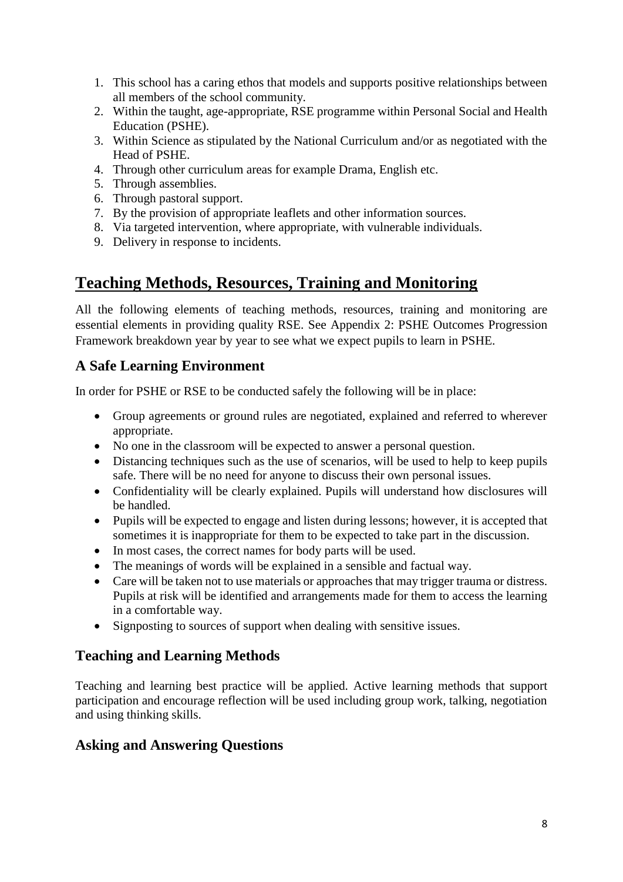1. This school has a caring ethos that models and supports positive relationships between all members of the school community.
2. Within the taught, age-appropriate, RSE programme within Personal Social and Health Education (PSHE).
3. Within Science as stipulated by the National Curriculum and/or as negotiated with the Head of PSHE.
4. Through other curriculum areas for example Drama, English etc.
5. Through assemblies.
6. Through pastoral support.
7. By the provision of appropriate leaflets and other information sources.
8. Via targeted intervention, where appropriate, with vulnerable individuals.
9. Delivery in response to incidents.

## Teaching Methods, Resources, Training and Monitoring

All the following elements of teaching methods, resources, training and monitoring are essential elements in providing quality RSE. See Appendix 2: PSHE Outcomes Progression Framework breakdown year by year to see what we expect pupils to learn in PSHE.

### A Safe Learning Environment

In order for PSHE or RSE to be conducted safely the following will be in place:

- Group agreements or ground rules are negotiated, explained and referred to wherever appropriate.
- No one in the classroom will be expected to answer a personal question.
- Distancing techniques such as the use of scenarios, will be used to help to keep pupils safe. There will be no need for anyone to discuss their own personal issues.
- Confidentiality will be clearly explained. Pupils will understand how disclosures will be handled.
- Pupils will be expected to engage and listen during lessons; however, it is accepted that sometimes it is inappropriate for them to be expected to take part in the discussion.
- In most cases, the correct names for body parts will be used.
- The meanings of words will be explained in a sensible and factual way.
- Care will be taken not to use materials or approaches that may trigger trauma or distress. Pupils at risk will be identified and arrangements made for them to access the learning in a comfortable way.
- Signposting to sources of support when dealing with sensitive issues.

### Teaching and Learning Methods

Teaching and learning best practice will be applied. Active learning methods that support participation and encourage reflection will be used including group work, talking, negotiation and using thinking skills.

### Asking and Answering Questions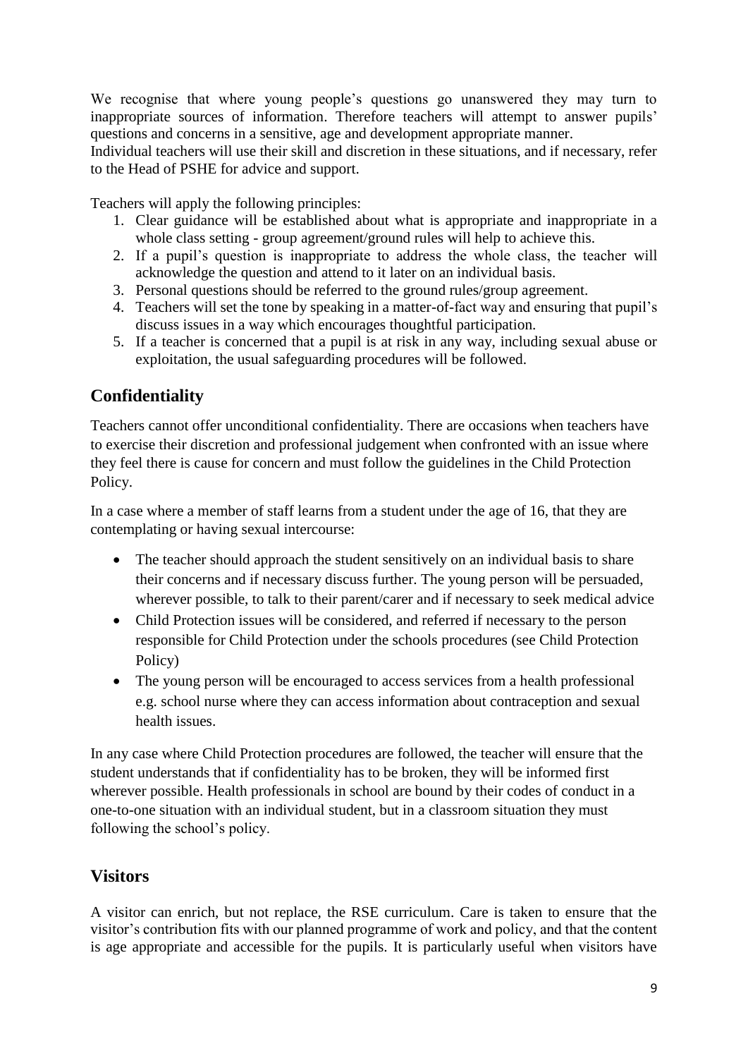We recognise that where young people's questions go unanswered they may turn to inappropriate sources of information. Therefore teachers will attempt to answer pupils' questions and concerns in a sensitive, age and development appropriate manner.
Individual teachers will use their skill and discretion in these situations, and if necessary, refer to the Head of PSHE for advice and support.

Teachers will apply the following principles:

1. Clear guidance will be established about what is appropriate and inappropriate in a whole class setting - group agreement/ground rules will help to achieve this.
2. If a pupil's question is inappropriate to address the whole class, the teacher will acknowledge the question and attend to it later on an individual basis.
3. Personal questions should be referred to the ground rules/group agreement.
4. Teachers will set the tone by speaking in a matter-of-fact way and ensuring that pupil's discuss issues in a way which encourages thoughtful participation.
5. If a teacher is concerned that a pupil is at risk in any way, including sexual abuse or exploitation, the usual safeguarding procedures will be followed.

## Confidentiality

Teachers cannot offer unconditional confidentiality. There are occasions when teachers have to exercise their discretion and professional judgement when confronted with an issue where they feel there is cause for concern and must follow the guidelines in the Child Protection Policy.

In a case where a member of staff learns from a student under the age of 16, that they are contemplating or having sexual intercourse:

- The teacher should approach the student sensitively on an individual basis to share their concerns and if necessary discuss further. The young person will be persuaded, wherever possible, to talk to their parent/carer and if necessary to seek medical advice
- Child Protection issues will be considered, and referred if necessary to the person responsible for Child Protection under the schools procedures (see Child Protection Policy)
- The young person will be encouraged to access services from a health professional e.g. school nurse where they can access information about contraception and sexual health issues.

In any case where Child Protection procedures are followed, the teacher will ensure that the student understands that if confidentiality has to be broken, they will be informed first wherever possible. Health professionals in school are bound by their codes of conduct in a one-to-one situation with an individual student, but in a classroom situation they must following the school's policy.

## Visitors

A visitor can enrich, but not replace, the RSE curriculum. Care is taken to ensure that the visitor's contribution fits with our planned programme of work and policy, and that the content is age appropriate and accessible for the pupils. It is particularly useful when visitors have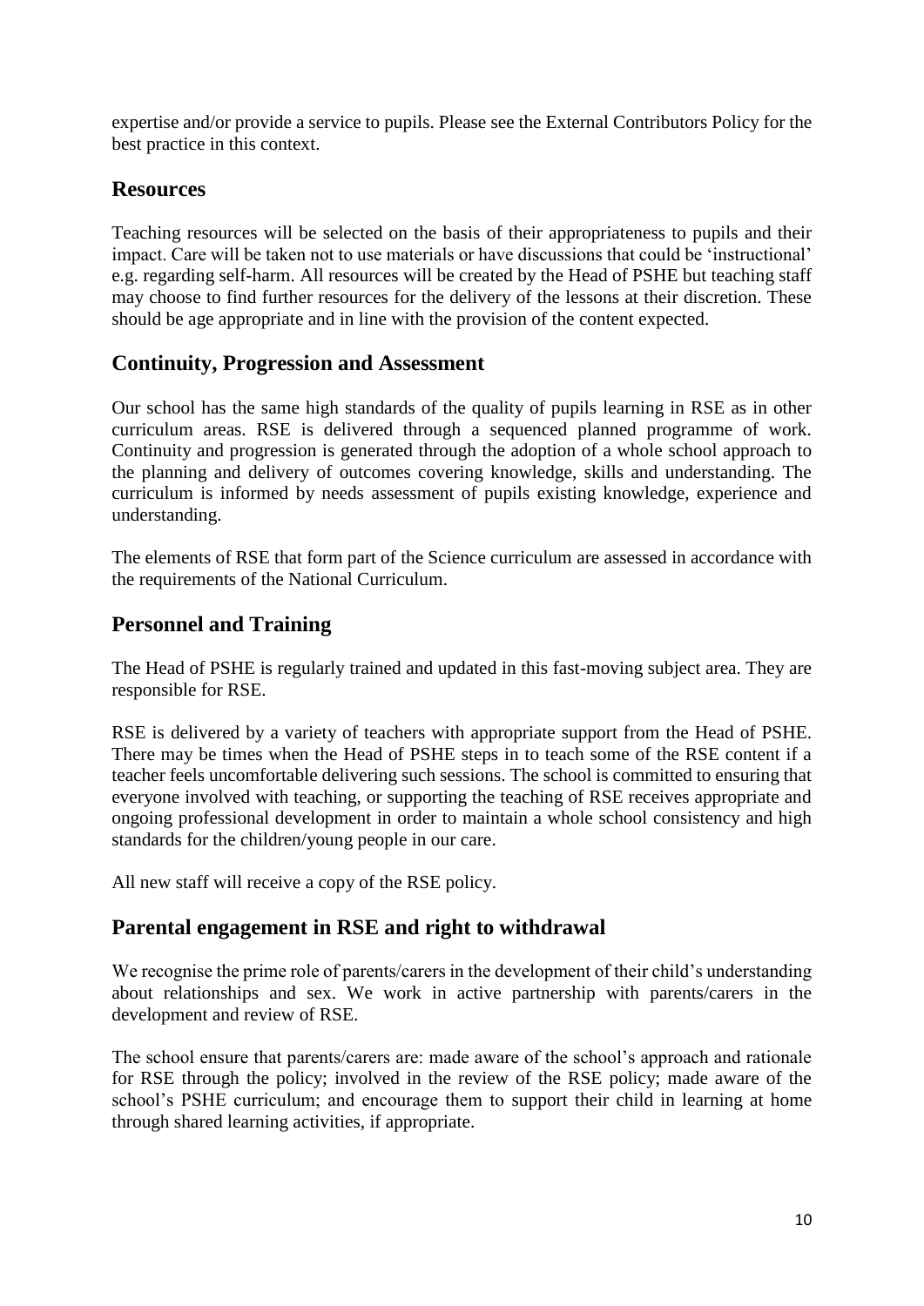expertise and/or provide a service to pupils. Please see the External Contributors Policy for the best practice in this context.

## Resources

Teaching resources will be selected on the basis of their appropriateness to pupils and their impact. Care will be taken not to use materials or have discussions that could be 'instructional' e.g. regarding self-harm. All resources will be created by the Head of PSHE but teaching staff may choose to find further resources for the delivery of the lessons at their discretion. These should be age appropriate and in line with the provision of the content expected.

## Continuity, Progression and Assessment

Our school has the same high standards of the quality of pupils learning in RSE as in other curriculum areas. RSE is delivered through a sequenced planned programme of work. Continuity and progression is generated through the adoption of a whole school approach to the planning and delivery of outcomes covering knowledge, skills and understanding. The curriculum is informed by needs assessment of pupils existing knowledge, experience and understanding.

The elements of RSE that form part of the Science curriculum are assessed in accordance with the requirements of the National Curriculum.

## Personnel and Training

The Head of PSHE is regularly trained and updated in this fast-moving subject area. They are responsible for RSE.

RSE is delivered by a variety of teachers with appropriate support from the Head of PSHE. There may be times when the Head of PSHE steps in to teach some of the RSE content if a teacher feels uncomfortable delivering such sessions. The school is committed to ensuring that everyone involved with teaching, or supporting the teaching of RSE receives appropriate and ongoing professional development in order to maintain a whole school consistency and high standards for the children/young people in our care.

All new staff will receive a copy of the RSE policy.

## Parental engagement in RSE and right to withdrawal

We recognise the prime role of parents/carers in the development of their child's understanding about relationships and sex. We work in active partnership with parents/carers in the development and review of RSE.

The school ensure that parents/carers are: made aware of the school's approach and rationale for RSE through the policy; involved in the review of the RSE policy; made aware of the school's PSHE curriculum; and encourage them to support their child in learning at home through shared learning activities, if appropriate.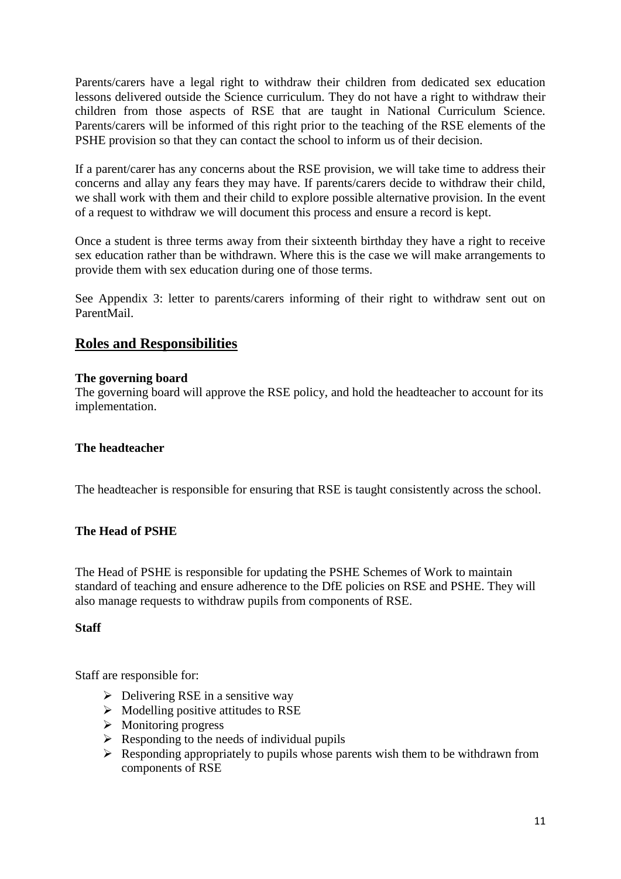Parents/carers have a legal right to withdraw their children from dedicated sex education lessons delivered outside the Science curriculum. They do not have a right to withdraw their children from those aspects of RSE that are taught in National Curriculum Science. Parents/carers will be informed of this right prior to the teaching of the RSE elements of the PSHE provision so that they can contact the school to inform us of their decision.

If a parent/carer has any concerns about the RSE provision, we will take time to address their concerns and allay any fears they may have. If parents/carers decide to withdraw their child, we shall work with them and their child to explore possible alternative provision. In the event of a request to withdraw we will document this process and ensure a record is kept.

Once a student is three terms away from their sixteenth birthday they have a right to receive sex education rather than be withdrawn. Where this is the case we will make arrangements to provide them with sex education during one of those terms.

See Appendix 3: letter to parents/carers informing of their right to withdraw sent out on ParentMail.

## Roles and Responsibilities

**The governing board**

The governing board will approve the RSE policy, and hold the headteacher to account for its implementation.

**The headteacher**

The headteacher is responsible for ensuring that RSE is taught consistently across the school.

**The Head of PSHE**

The Head of PSHE is responsible for updating the PSHE Schemes of Work to maintain standard of teaching and ensure adherence to the DfE policies on RSE and PSHE. They will also manage requests to withdraw pupils from components of RSE.

**Staff**

Staff are responsible for:

- Delivering RSE in a sensitive way
- Modelling positive attitudes to RSE
- Monitoring progress
- Responding to the needs of individual pupils
- Responding appropriately to pupils whose parents wish them to be withdrawn from components of RSE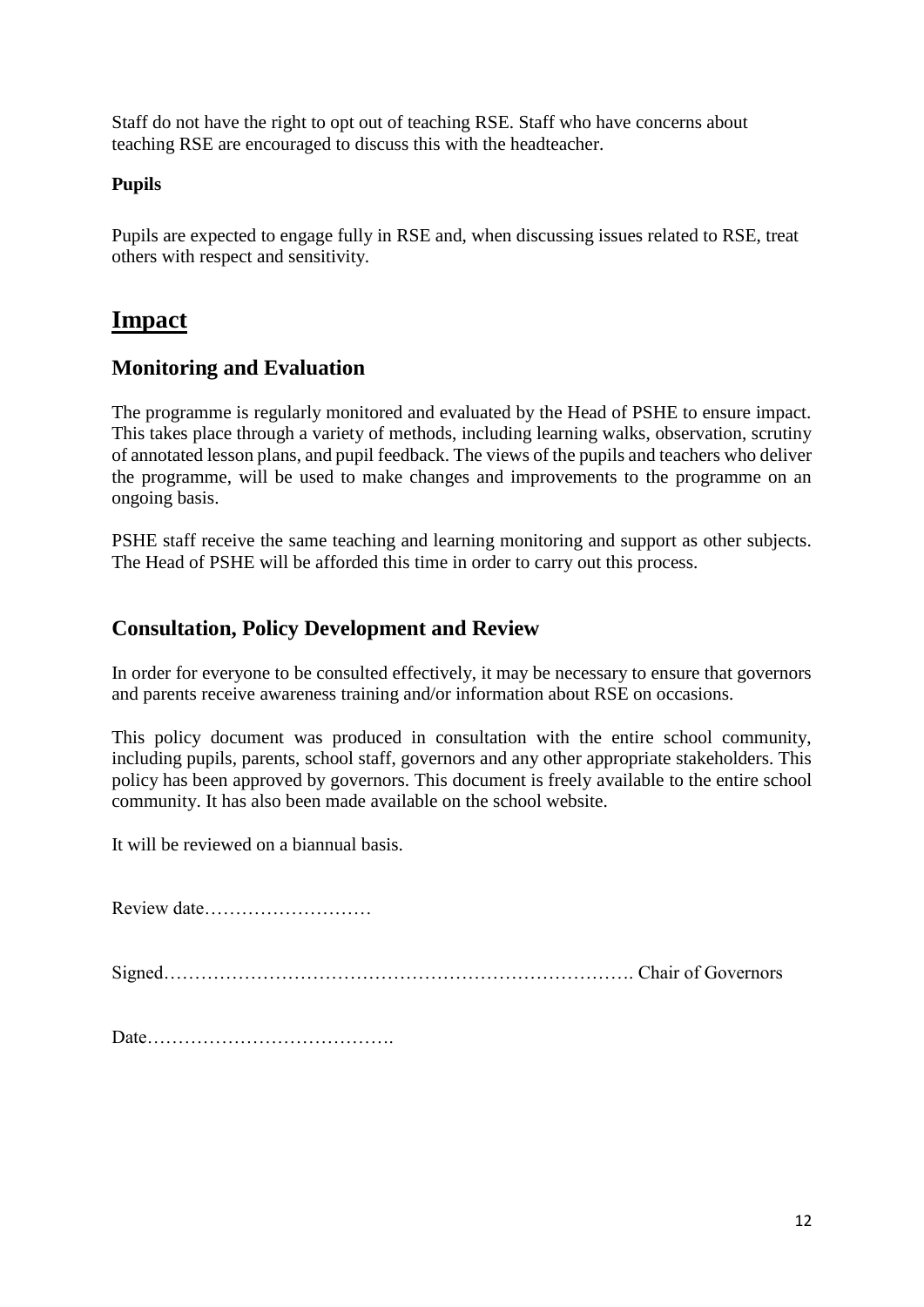Staff do not have the right to opt out of teaching RSE. Staff who have concerns about teaching RSE are encouraged to discuss this with the headteacher.

**Pupils**

Pupils are expected to engage fully in RSE and, when discussing issues related to RSE, treat others with respect and sensitivity.

# Impact

## Monitoring and Evaluation

The programme is regularly monitored and evaluated by the Head of PSHE to ensure impact. This takes place through a variety of methods, including learning walks, observation, scrutiny of annotated lesson plans, and pupil feedback. The views of the pupils and teachers who deliver the programme, will be used to make changes and improvements to the programme on an ongoing basis.

PSHE staff receive the same teaching and learning monitoring and support as other subjects. The Head of PSHE will be afforded this time in order to carry out this process.

## Consultation, Policy Development and Review

In order for everyone to be consulted effectively, it may be necessary to ensure that governors and parents receive awareness training and/or information about RSE on occasions.

This policy document was produced in consultation with the entire school community, including pupils, parents, school staff, governors and any other appropriate stakeholders. This policy has been approved by governors. This document is freely available to the entire school community. It has also been made available on the school website.

It will be reviewed on a biannual basis.

Review date………………………

Signed…………………………………………………………………. Chair of Governors

Date………………………………….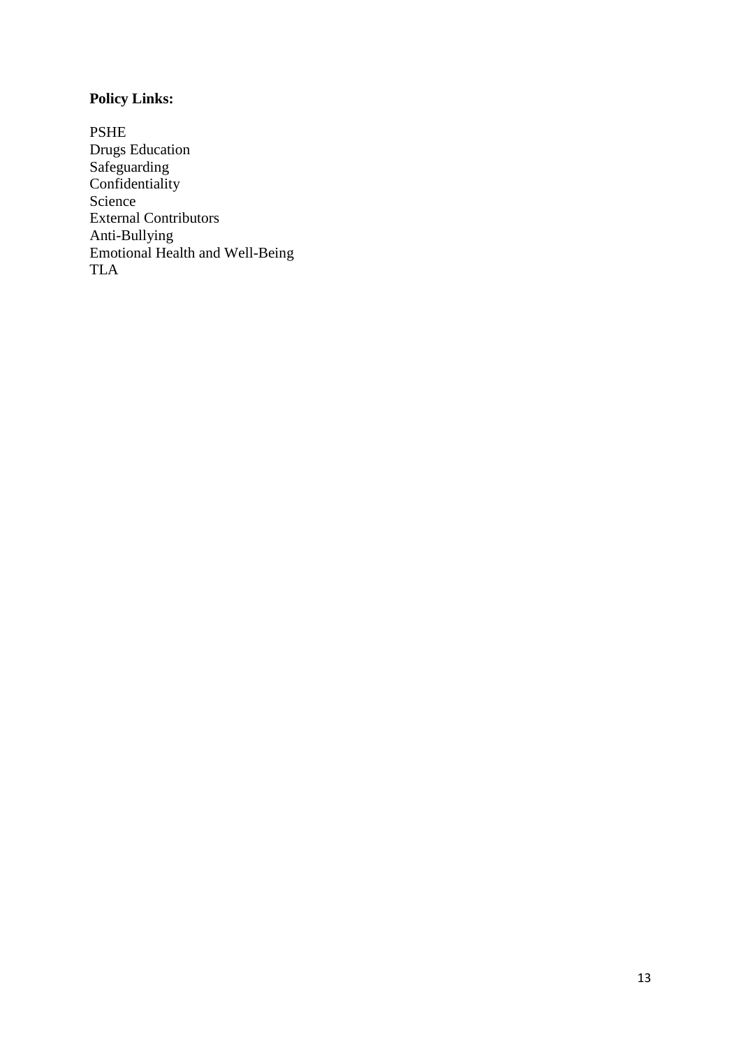**Policy Links:**

PSHE
Drugs Education
Safeguarding
Confidentiality
Science
External Contributors
Anti-Bullying
Emotional Health and Well-Being
TLA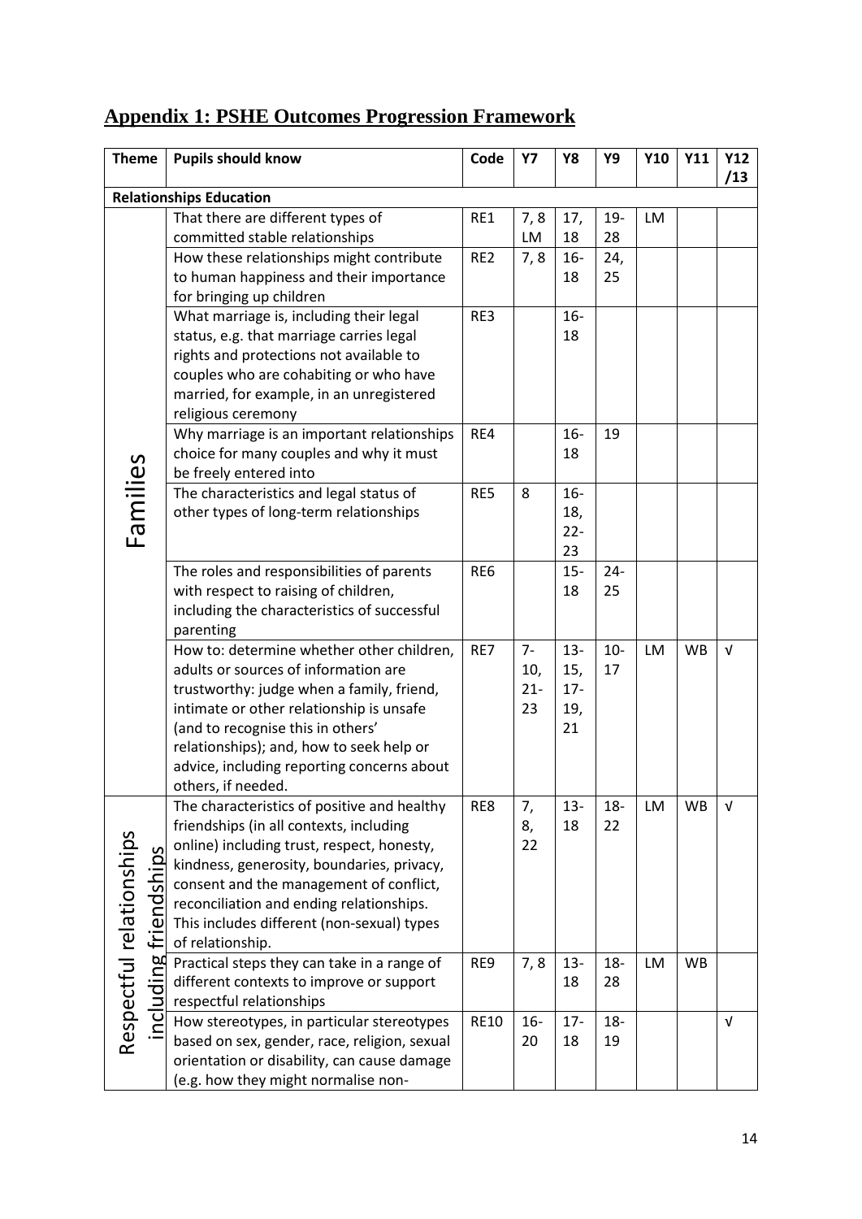## Appendix 1: PSHE Outcomes Progression Framework

| Theme | Pupils should know | Code | Y7 | Y8 | Y9 | Y10 | Y11 | Y12 /13 |
|---|---|---|---|---|---|---|---|---|
| **Relationships Education** | | | | | | | | |
| Families | That there are different types of committed stable relationships | RE1 | 7, 8 LM | 17, 18 | 19-28 | LM | | |
| | How these relationships might contribute to human happiness and their importance for bringing up children | RE2 | 7, 8 | 16-18 | 24, 25 | | | |
| | What marriage is, including their legal status, e.g. that marriage carries legal rights and protections not available to couples who are cohabiting or who have married, for example, in an unregistered religious ceremony | RE3 | | 16-18 | | | | |
| | Why marriage is an important relationships choice for many couples and why it must be freely entered into | RE4 | | 16-18 | 19 | | | |
| | The characteristics and legal status of other types of long-term relationships | RE5 | 8 | 16-18, 22-23 | | | | |
| | The roles and responsibilities of parents with respect to raising of children, including the characteristics of successful parenting | RE6 | | 15-18 | 24-25 | | | |
| | How to: determine whether other children, adults or sources of information are trustworthy: judge when a family, friend, intimate or other relationship is unsafe (and to recognise this in others' relationships); and, how to seek help or advice, including reporting concerns about others, if needed. | RE7 | 7-10, 21-23 | 13-15, 17-19, 21 | 10-17 | LM | WB | √ |
| Respectful relationships including friendships | The characteristics of positive and healthy friendships (in all contexts, including online) including trust, respect, honesty, kindness, generosity, boundaries, privacy, consent and the management of conflict, reconciliation and ending relationships. This includes different (non-sexual) types of relationship. | RE8 | 7, 8, 22 | 13-18 | 18-22 | LM | WB | √ |
| | Practical steps they can take in a range of different contexts to improve or support respectful relationships | RE9 | 7, 8 | 13-18 | 18-28 | LM | WB | |
| | How stereotypes, in particular stereotypes based on sex, gender, race, religion, sexual orientation or disability, can cause damage (e.g. how they might normalise non- | RE10 | 16-20 | 17-18 | 18-19 | | | √ |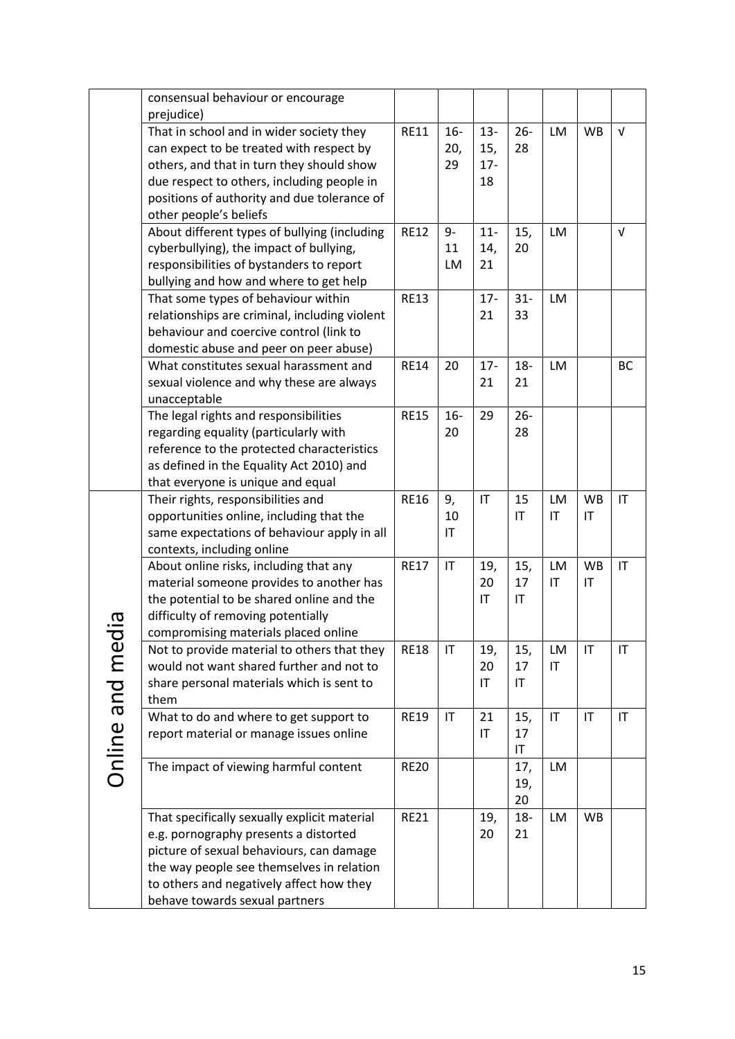| | | | | | | | | |
|---|---|---|---|---|---|---|---|---|
| | consensual behaviour or encourage prejudice) | | | | | | | |
| | That in school and in wider society they can expect to be treated with respect by others, and that in turn they should show due respect to others, including people in positions of authority and due tolerance of other people's beliefs | RE11 | 16-20, 29 | 13-15, 17-18 | 26-28 | LM | WB | √ |
| | About different types of bullying (including cyberbullying), the impact of bullying, responsibilities of bystanders to report bullying and how and where to get help | RE12 | 9-11 LM | 11-14, 21 | 15, 20 | LM | | √ |
| | That some types of behaviour within relationships are criminal, including violent behaviour and coercive control (link to domestic abuse and peer on peer abuse) | RE13 | | 17-21 | 31-33 | LM | | |
| | What constitutes sexual harassment and sexual violence and why these are always unacceptable | RE14 | 20 | 17-21 | 18-21 | LM | | BC |
| | The legal rights and responsibilities regarding equality (particularly with reference to the protected characteristics as defined in the Equality Act 2010) and that everyone is unique and equal | RE15 | 16-20 | 29 | 26-28 | | | |
| Online and media | Their rights, responsibilities and opportunities online, including that the same expectations of behaviour apply in all contexts, including online | RE16 | 9, 10 IT | IT | 15 IT | LM IT | WB IT | IT |
| | About online risks, including that any material someone provides to another has the potential to be shared online and the difficulty of removing potentially compromising materials placed online | RE17 | IT | 19, 20 IT | 15, 17 IT | LM IT | WB IT | IT |
| | Not to provide material to others that they would not want shared further and not to share personal materials which is sent to them | RE18 | IT | 19, 20 IT | 15, 17 IT | LM IT | IT | IT |
| | What to do and where to get support to report material or manage issues online | RE19 | IT | 21 IT | 15, 17 IT | IT | IT | IT |
| | The impact of viewing harmful content | RE20 | | | 17, 19, 20 | LM | | |
| | That specifically sexually explicit material e.g. pornography presents a distorted picture of sexual behaviours, can damage the way people see themselves in relation to others and negatively affect how they behave towards sexual partners | RE21 | | 19, 20 | 18-21 | LM | WB | |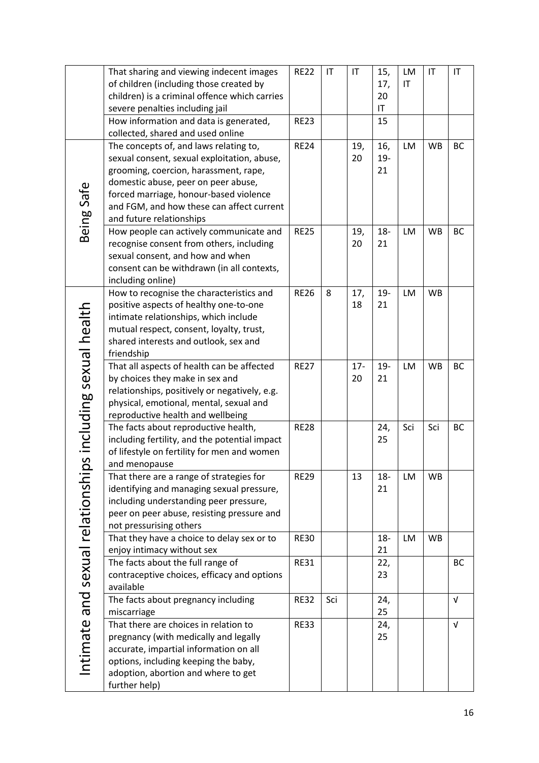| | | | | | | | | |
|---|---|---|---|---|---|---|---|---|
| | That sharing and viewing indecent images of children (including those created by children) is a criminal offence which carries severe penalties including jail | RE22 | IT | IT | 15, 17, 20 IT | LM IT | IT | IT |
| | How information and data is generated, collected, shared and used online | RE23 | | | 15 | | | |
| Being Safe | The concepts of, and laws relating to, sexual consent, sexual exploitation, abuse, grooming, coercion, harassment, rape, domestic abuse, peer on peer abuse, forced marriage, honour-based violence and FGM, and how these can affect current and future relationships | RE24 | | 19, 20 | 16, 19-21 | LM | WB | BC |
| | How people can actively communicate and recognise consent from others, including sexual consent, and how and when consent can be withdrawn (in all contexts, including online) | RE25 | | 19, 20 | 18-21 | LM | WB | BC |
| Intimate and sexual relationships including sexual health | How to recognise the characteristics and positive aspects of healthy one-to-one intimate relationships, which include mutual respect, consent, loyalty, trust, shared interests and outlook, sex and friendship | RE26 | 8 | 17, 18 | 19-21 | LM | WB | |
| | That all aspects of health can be affected by choices they make in sex and relationships, positively or negatively, e.g. physical, emotional, mental, sexual and reproductive health and wellbeing | RE27 | | 17-20 | 19-21 | LM | WB | BC |
| | The facts about reproductive health, including fertility, and the potential impact of lifestyle on fertility for men and women and menopause | RE28 | | | 24, 25 | Sci | Sci | BC |
| | That there are a range of strategies for identifying and managing sexual pressure, including understanding peer pressure, peer on peer abuse, resisting pressure and not pressurising others | RE29 | | 13 | 18-21 | LM | WB | |
| | That they have a choice to delay sex or to enjoy intimacy without sex | RE30 | | | 18-21 | LM | WB | |
| | The facts about the full range of contraceptive choices, efficacy and options available | RE31 | | | 22, 23 | | | BC |
| | The facts about pregnancy including miscarriage | RE32 | Sci | | 24, 25 | | | √ |
| | That there are choices in relation to pregnancy (with medically and legally accurate, impartial information on all options, including keeping the baby, adoption, abortion and where to get further help) | RE33 | | | 24, 25 | | | √ |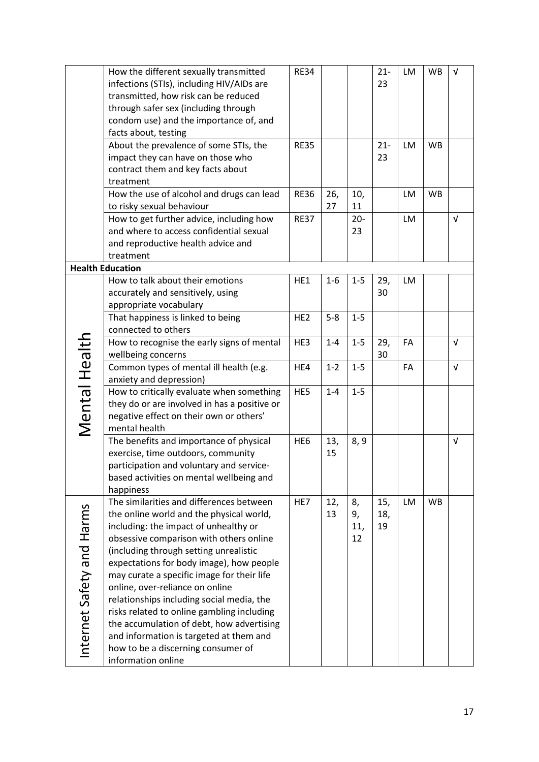| | | | | | | | | |
|---|---|---|---|---|---|---|---|---|
| | How the different sexually transmitted infections (STIs), including HIV/AIDs are transmitted, how risk can be reduced through safer sex (including through condom use) and the importance of, and facts about, testing | RE34 | | | 21-23 | LM | WB | √ |
| | About the prevalence of some STIs, the impact they can have on those who contract them and key facts about treatment | RE35 | | | 21-23 | LM | WB | |
| | How the use of alcohol and drugs can lead to risky sexual behaviour | RE36 | 26, 27 | 10, 11 | | LM | WB | |
| | How to get further advice, including how and where to access confidential sexual and reproductive health advice and treatment | RE37 | | 20-23 | | LM | | √ |
| **Health Education** | | | | | | | | |
| Mental Health | How to talk about their emotions accurately and sensitively, using appropriate vocabulary | HE1 | 1-6 | 1-5 | 29, 30 | LM | | |
| | That happiness is linked to being connected to others | HE2 | 5-8 | 1-5 | | | | |
| | How to recognise the early signs of mental wellbeing concerns | HE3 | 1-4 | 1-5 | 29, 30 | FA | | √ |
| | Common types of mental ill health (e.g. anxiety and depression) | HE4 | 1-2 | 1-5 | | FA | | √ |
| | How to critically evaluate when something they do or are involved in has a positive or negative effect on their own or others' mental health | HE5 | 1-4 | 1-5 | | | | |
| | The benefits and importance of physical exercise, time outdoors, community participation and voluntary and service-based activities on mental wellbeing and happiness | HE6 | 13, 15 | 8, 9 | | | | √ |
| Internet Safety and Harms | The similarities and differences between the online world and the physical world, including: the impact of unhealthy or obsessive comparison with others online (including through setting unrealistic expectations for body image), how people may curate a specific image for their life online, over-reliance on online relationships including social media, the risks related to online gambling including the accumulation of debt, how advertising and information is targeted at them and how to be a discerning consumer of information online | HE7 | 12, 13 | 8, 9, 11, 12 | 15, 18, 19 | LM | WB | |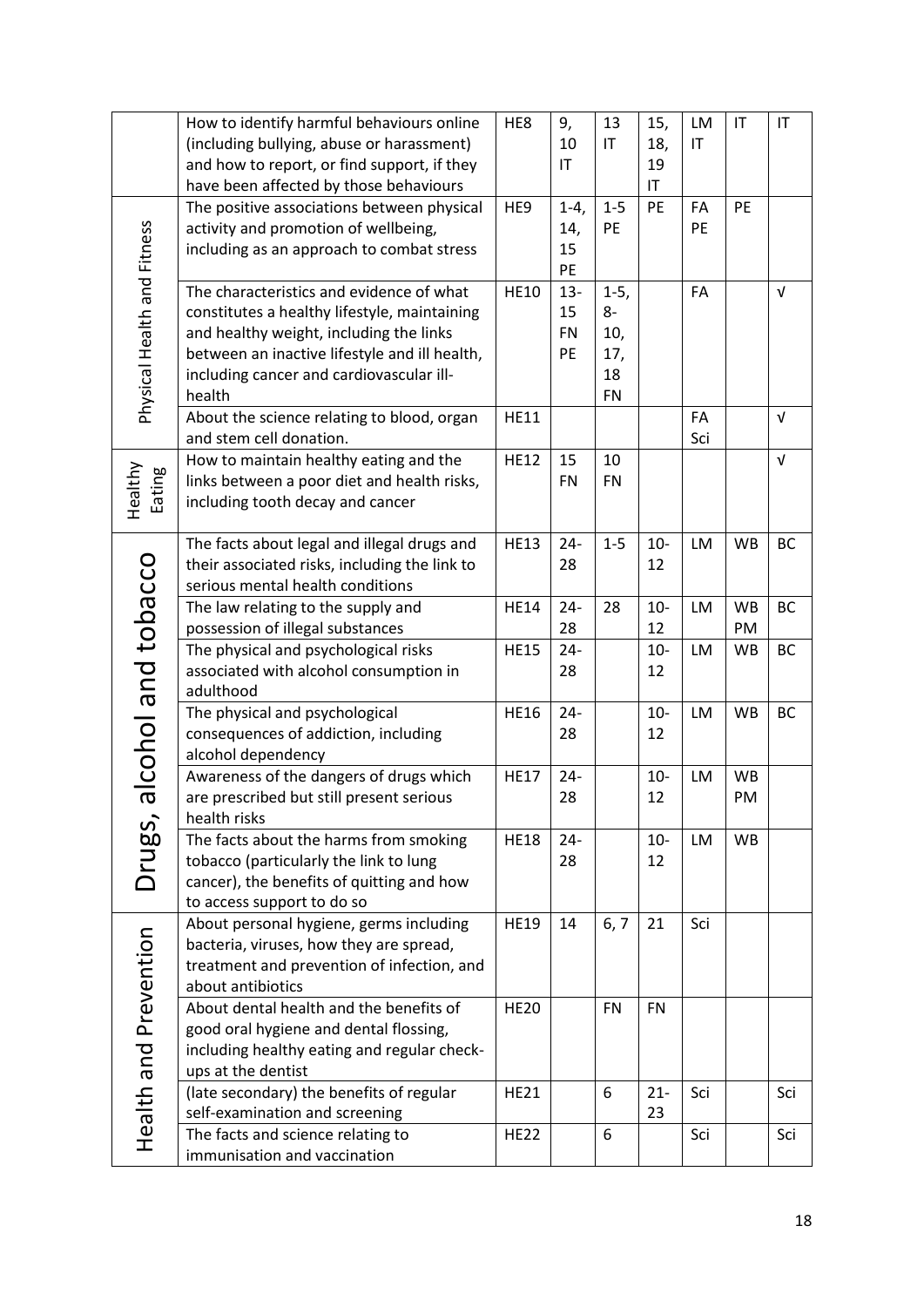|  |  |  |  |  |  |  |  |  |
|---|---|---|---|---|---|---|---|---|
|  | How to identify harmful behaviours online (including bullying, abuse or harassment) and how to report, or find support, if they have been affected by those behaviours | HE8 | 9, 10 IT | 13 IT | 15, 18, 19 IT | LM IT | IT | IT |
| Physical Health and Fitness | The positive associations between physical activity and promotion of wellbeing, including as an approach to combat stress | HE9 | 1-4, 14, 15 PE | 1-5 PE | PE | FA PE | PE |  |
|  | The characteristics and evidence of what constitutes a healthy lifestyle, maintaining and healthy weight, including the links between an inactive lifestyle and ill health, including cancer and cardiovascular ill-health | HE10 | 13-15 FN PE | 1-5, 8-10, 17, 18 FN |  | FA |  | √ |
|  | About the science relating to blood, organ and stem cell donation. | HE11 |  |  |  | FA Sci |  | √ |
| Healthy Eating | How to maintain healthy eating and the links between a poor diet and health risks, including tooth decay and cancer | HE12 | 15 FN | 10 FN |  |  |  | √ |
| Drugs, alcohol and tobacco | The facts about legal and illegal drugs and their associated risks, including the link to serious mental health conditions | HE13 | 24-28 | 1-5 | 10-12 | LM | WB | BC |
|  | The law relating to the supply and possession of illegal substances | HE14 | 24-28 | 28 | 10-12 | LM | WB PM | BC |
|  | The physical and psychological risks associated with alcohol consumption in adulthood | HE15 | 24-28 |  | 10-12 | LM | WB | BC |
|  | The physical and psychological consequences of addiction, including alcohol dependency | HE16 | 24-28 |  | 10-12 | LM | WB | BC |
|  | Awareness of the dangers of drugs which are prescribed but still present serious health risks | HE17 | 24-28 |  | 10-12 | LM | WB PM |  |
|  | The facts about the harms from smoking tobacco (particularly the link to lung cancer), the benefits of quitting and how to access support to do so | HE18 | 24-28 |  | 10-12 | LM | WB |  |
| Health and Prevention | About personal hygiene, germs including bacteria, viruses, how they are spread, treatment and prevention of infection, and about antibiotics | HE19 | 14 | 6, 7 | 21 | Sci |  |  |
|  | About dental health and the benefits of good oral hygiene and dental flossing, including healthy eating and regular check-ups at the dentist | HE20 |  | FN | FN |  |  |  |
|  | (late secondary) the benefits of regular self-examination and screening | HE21 |  | 6 | 21-23 | Sci |  | Sci |
|  | The facts and science relating to immunisation and vaccination | HE22 |  | 6 |  | Sci |  | Sci |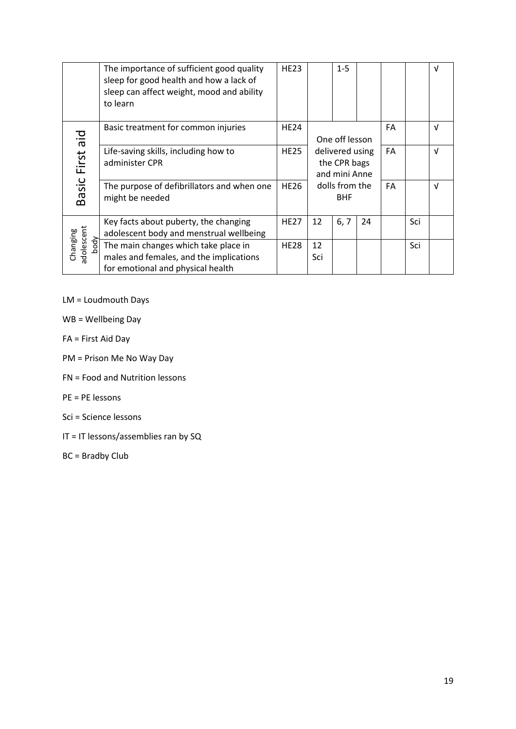| | | | | | | | | |
|---|---|---|---|---|---|---|---|---|
| | The importance of sufficient good quality sleep for good health and how a lack of sleep can affect weight, mood and ability to learn | HE23 | | 1-5 | | | | √ |
| Basic First aid | Basic treatment for common injuries | HE24 | One off lesson delivered using the CPR bags and mini Anne dolls from the BHF | | | FA | | √ |
| | Life-saving skills, including how to administer CPR | HE25 | | | | FA | | √ |
| | The purpose of defibrillators and when one might be needed | HE26 | | | | FA | | √ |
| Changing adolescent body | Key facts about puberty, the changing adolescent body and menstrual wellbeing | HE27 | 12 | 6, 7 | 24 | | Sci | |
| | The main changes which take place in males and females, and the implications for emotional and physical health | HE28 | 12 Sci | | | | Sci | |

LM = Loudmouth Days

WB = Wellbeing Day

FA = First Aid Day

PM = Prison Me No Way Day

FN = Food and Nutrition lessons

PE = PE lessons

Sci = Science lessons

IT = IT lessons/assemblies ran by SQ

BC = Bradby Club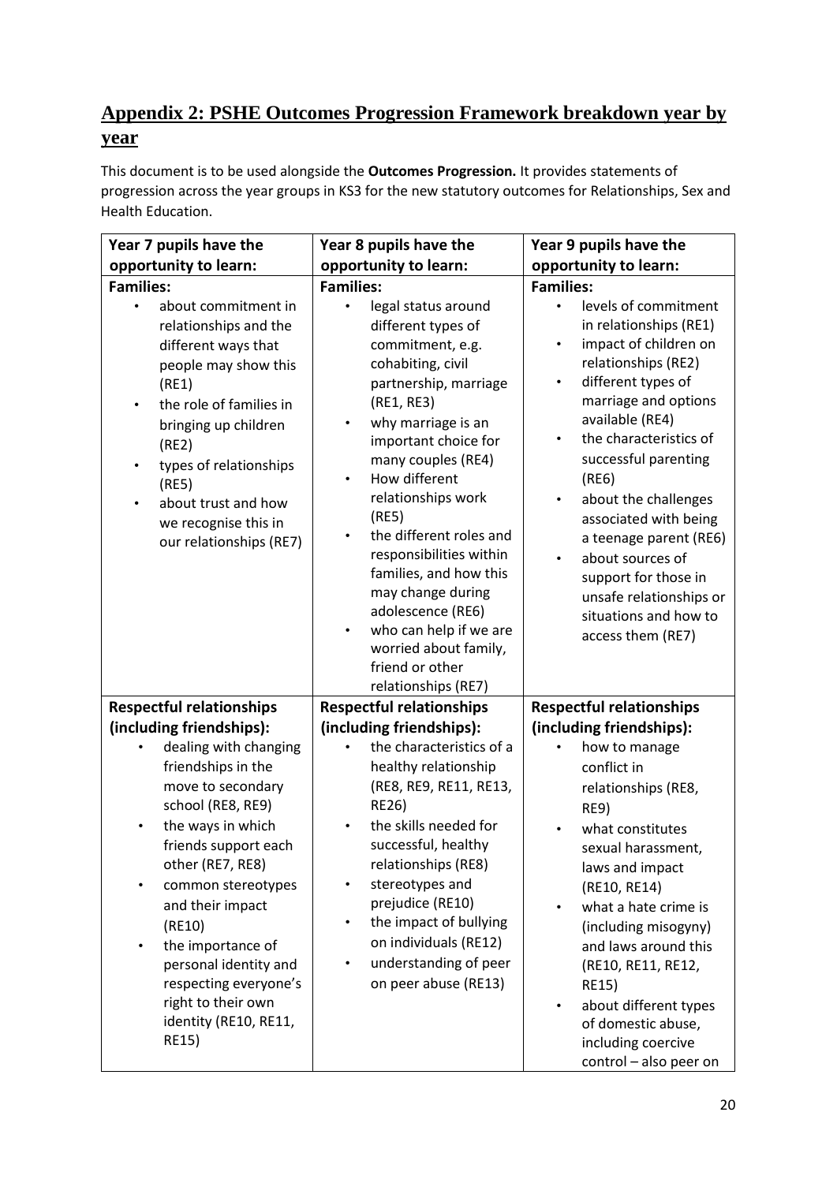## Appendix 2: PSHE Outcomes Progression Framework breakdown year by year

This document is to be used alongside the **Outcomes Progression.** It provides statements of progression across the year groups in KS3 for the new statutory outcomes for Relationships, Sex and Health Education.

| Year 7 pupils have the opportunity to learn: | Year 8 pupils have the opportunity to learn: | Year 9 pupils have the opportunity to learn: |
|---|---|---|
| **Families:**<br>• about commitment in relationships and the different ways that people may show this (RE1)<br>• the role of families in bringing up children (RE2)<br>• types of relationships (RE5)<br>• about trust and how we recognise this in our relationships (RE7) | **Families:**<br>• legal status around different types of commitment, e.g. cohabiting, civil partnership, marriage (RE1, RE3)<br>• why marriage is an important choice for many couples (RE4)<br>• How different relationships work (RE5)<br>• the different roles and responsibilities within families, and how this may change during adolescence (RE6)<br>• who can help if we are worried about family, friend or other relationships (RE7) | **Families:**<br>• levels of commitment in relationships (RE1)<br>• impact of children on relationships (RE2)<br>• different types of marriage and options available (RE4)<br>• the characteristics of successful parenting (RE6)<br>• about the challenges associated with being a teenage parent (RE6)<br>• about sources of support for those in unsafe relationships or situations and how to access them (RE7) |
| **Respectful relationships (including friendships):**<br>• dealing with changing friendships in the move to secondary school (RE8, RE9)<br>• the ways in which friends support each other (RE7, RE8)<br>• common stereotypes and their impact (RE10)<br>• the importance of personal identity and respecting everyone's right to their own identity (RE10, RE11, RE15) | **Respectful relationships (including friendships):**<br>• the characteristics of a healthy relationship (RE8, RE9, RE11, RE13, RE26)<br>• the skills needed for successful, healthy relationships (RE8)<br>• stereotypes and prejudice (RE10)<br>• the impact of bullying on individuals (RE12)<br>• understanding of peer on peer abuse (RE13) | **Respectful relationships (including friendships):**<br>• how to manage conflict in relationships (RE8, RE9)<br>• what constitutes sexual harassment, laws and impact (RE10, RE14)<br>• what a hate crime is (including misogyny) and laws around this (RE10, RE11, RE12, RE15)<br>• about different types of domestic abuse, including coercive control – also peer on |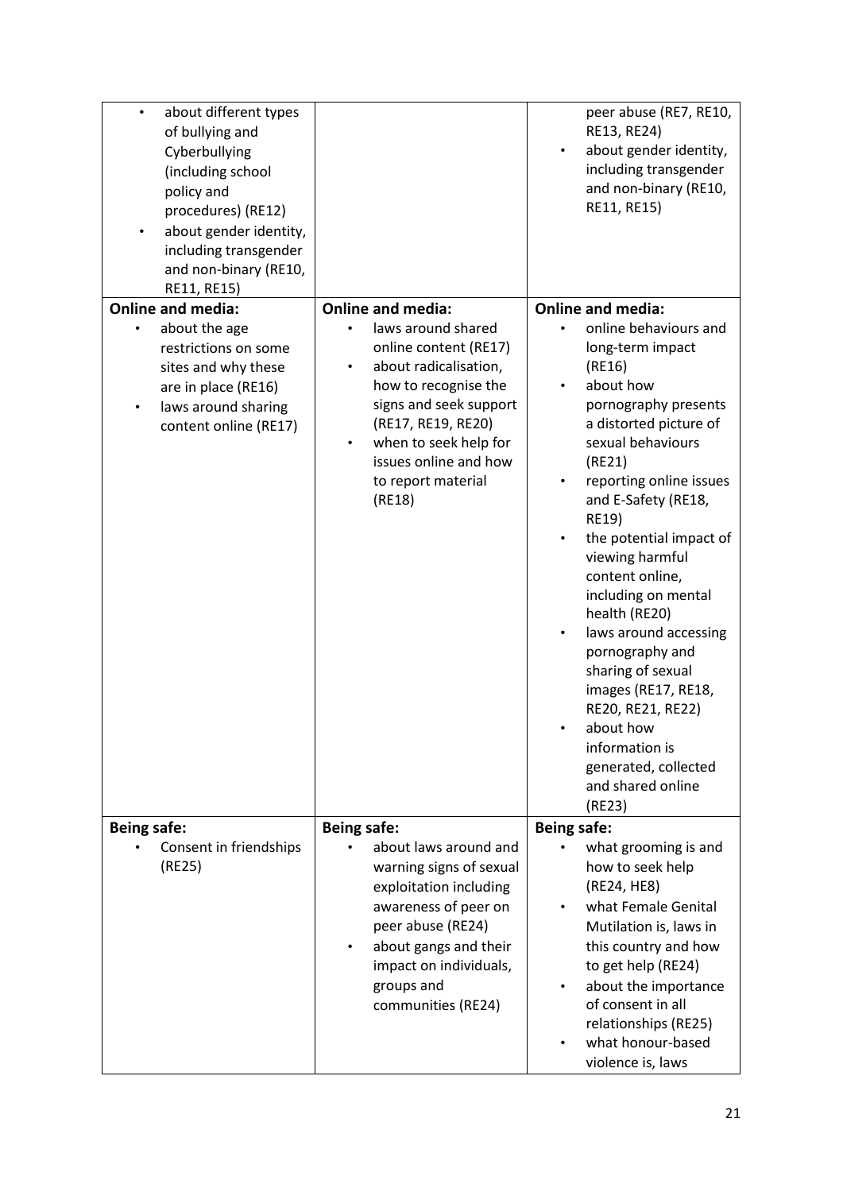| | | |
|---|---|---|
| • about different types of bullying and Cyberbullying (including school policy and procedures) (RE12)<br>• about gender identity, including transgender and non-binary (RE10, RE11, RE15) | | peer abuse (RE7, RE10, RE13, RE24)<br>• about gender identity, including transgender and non-binary (RE10, RE11, RE15) |
| **Online and media:**<br>• about the age restrictions on some sites and why these are in place (RE16)<br>• laws around sharing content online (RE17) | **Online and media:**<br>• laws around shared online content (RE17)<br>• about radicalisation, how to recognise the signs and seek support (RE17, RE19, RE20)<br>• when to seek help for issues online and how to report material (RE18) | **Online and media:**<br>• online behaviours and long-term impact (RE16)<br>• about how pornography presents a distorted picture of sexual behaviours (RE21)<br>• reporting online issues and E-Safety (RE18, RE19)<br>• the potential impact of viewing harmful content online, including on mental health (RE20)<br>• laws around accessing pornography and sharing of sexual images (RE17, RE18, RE20, RE21, RE22)<br>• about how information is generated, collected and shared online (RE23) |
| **Being safe:**<br>• Consent in friendships (RE25) | **Being safe:**<br>• about laws around and warning signs of sexual exploitation including awareness of peer on peer abuse (RE24)<br>• about gangs and their impact on individuals, groups and communities (RE24) | **Being safe:**<br>• what grooming is and how to seek help (RE24, HE8)<br>• what Female Genital Mutilation is, laws in this country and how to get help (RE24)<br>• about the importance of consent in all relationships (RE25)<br>• what honour-based violence is, laws |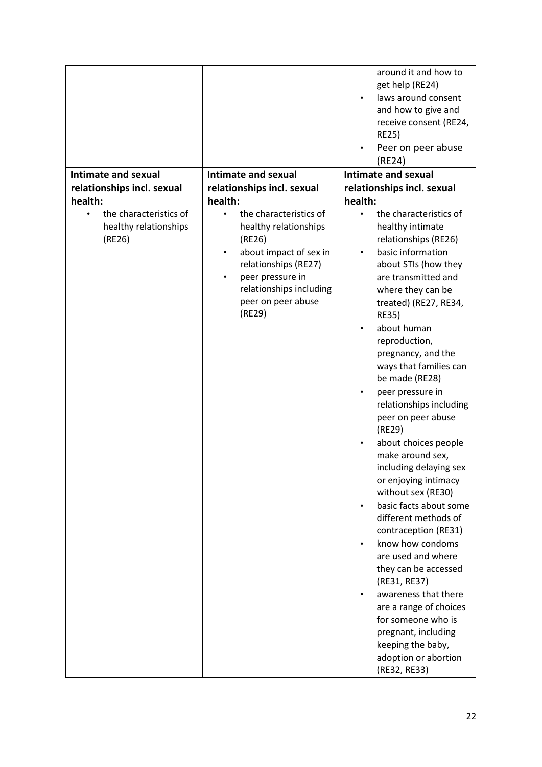| | | |
|---|---|---|
| | | around it and how to get help (RE24)<br>• laws around consent and how to give and receive consent (RE24, RE25)<br>• Peer on peer abuse (RE24) |
| **Intimate and sexual relationships incl. sexual health:**<br>• the characteristics of healthy relationships (RE26) | **Intimate and sexual relationships incl. sexual health:**<br>• the characteristics of healthy relationships (RE26)<br>• about impact of sex in relationships (RE27)<br>• peer pressure in relationships including peer on peer abuse (RE29) | **Intimate and sexual relationships incl. sexual health:**<br>• the characteristics of healthy intimate relationships (RE26)<br>• basic information about STIs (how they are transmitted and where they can be treated) (RE27, RE34, RE35)<br>• about human reproduction, pregnancy, and the ways that families can be made (RE28)<br>• peer pressure in relationships including peer on peer abuse (RE29)<br>• about choices people make around sex, including delaying sex or enjoying intimacy without sex (RE30)<br>• basic facts about some different methods of contraception (RE31)<br>• know how condoms are used and where they can be accessed (RE31, RE37)<br>• awareness that there are a range of choices for someone who is pregnant, including keeping the baby, adoption or abortion (RE32, RE33) |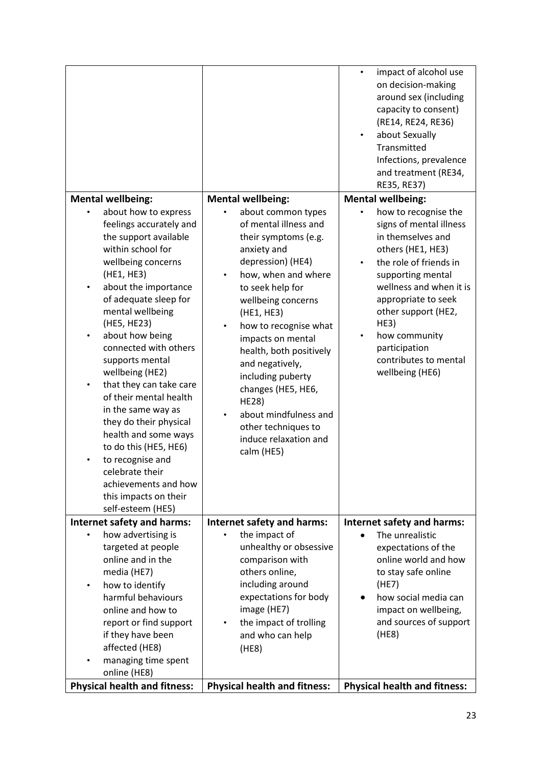| | | |
|---|---|---|
| | | • impact of alcohol use on decision-making around sex (including capacity to consent) (RE14, RE24, RE36)<br>• about Sexually Transmitted Infections, prevalence and treatment (RE34, RE35, RE37) |
| **Mental wellbeing:**<br>• about how to express feelings accurately and the support available within school for wellbeing concerns (HE1, HE3)<br>• about the importance of adequate sleep for mental wellbeing (HE5, HE23)<br>• about how being connected with others supports mental wellbeing (HE2)<br>• that they can take care of their mental health in the same way as they do their physical health and some ways to do this (HE5, HE6)<br>• to recognise and celebrate their achievements and how this impacts on their self-esteem (HE5) | **Mental wellbeing:**<br>• about common types of mental illness and their symptoms (e.g. anxiety and depression) (HE4)<br>• how, when and where to seek help for wellbeing concerns (HE1, HE3)<br>• how to recognise what impacts on mental health, both positively and negatively, including puberty changes (HE5, HE6, HE28)<br>• about mindfulness and other techniques to induce relaxation and calm (HE5) | **Mental wellbeing:**<br>• how to recognise the signs of mental illness in themselves and others (HE1, HE3)<br>• the role of friends in supporting mental wellness and when it is appropriate to seek other support (HE2, HE3)<br>• how community participation contributes to mental wellbeing (HE6) |
| **Internet safety and harms:**<br>• how advertising is targeted at people online and in the media (HE7)<br>• how to identify harmful behaviours online and how to report or find support if they have been affected (HE8)<br>• managing time spent online (HE8) | **Internet safety and harms:**<br>• the impact of unhealthy or obsessive comparison with others online, including around expectations for body image (HE7)<br>• the impact of trolling and who can help (HE8) | **Internet safety and harms:**<br>• The unrealistic expectations of the online world and how to stay safe online (HE7)<br>• how social media can impact on wellbeing, and sources of support (HE8) |
| **Physical health and fitness:** | **Physical health and fitness:** | **Physical health and fitness:** |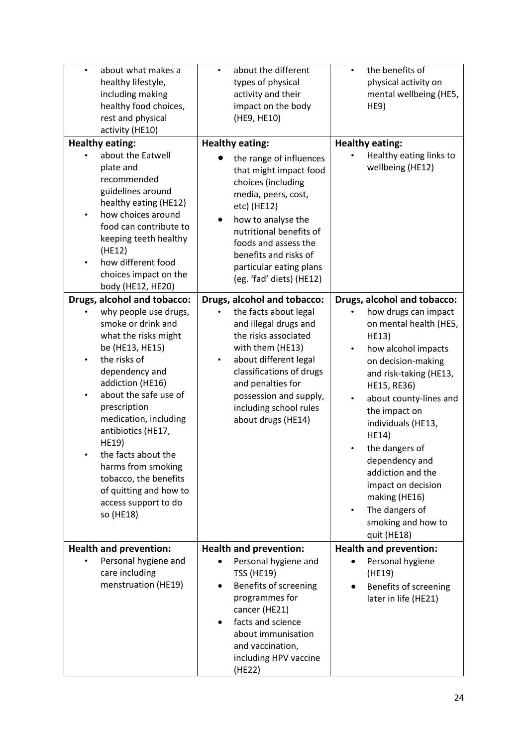| | | |
|---|---|---|
| • about what makes a healthy lifestyle, including making healthy food choices, rest and physical activity (HE10) | • about the different types of physical activity and their impact on the body (HE9, HE10) | • the benefits of physical activity on mental wellbeing (HE5, HE9) |
| **Healthy eating:**<br>• about the Eatwell plate and recommended guidelines around healthy eating (HE12)<br>• how choices around food can contribute to keeping teeth healthy (HE12)<br>• how different food choices impact on the body (HE12, HE20) | **Healthy eating:**<br>• the range of influences that might impact food choices (including media, peers, cost, etc) (HE12)<br>• how to analyse the nutritional benefits of foods and assess the benefits and risks of particular eating plans (eg. 'fad' diets) (HE12) | **Healthy eating:**<br>• Healthy eating links to wellbeing (HE12) |
| **Drugs, alcohol and tobacco:**<br>• why people use drugs, smoke or drink and what the risks might be (HE13, HE15)<br>• the risks of dependency and addiction (HE16)<br>• about the safe use of prescription medication, including antibiotics (HE17, HE19)<br>• the facts about the harms from smoking tobacco, the benefits of quitting and how to access support to do so (HE18) | **Drugs, alcohol and tobacco:**<br>• the facts about legal and illegal drugs and the risks associated with them (HE13)<br>• about different legal classifications of drugs and penalties for possession and supply, including school rules about drugs (HE14) | **Drugs, alcohol and tobacco:**<br>• how drugs can impact on mental health (HE5, HE13)<br>• how alcohol impacts on decision-making and risk-taking (HE13, HE15, RE36)<br>• about county-lines and the impact on individuals (HE13, HE14)<br>• the dangers of dependency and addiction and the impact on decision making (HE16)<br>• The dangers of smoking and how to quit (HE18) |
| **Health and prevention:**<br>• Personal hygiene and care including menstruation (HE19) | **Health and prevention:**<br>• Personal hygiene and TSS (HE19)<br>• Benefits of screening programmes for cancer (HE21)<br>• facts and science about immunisation and vaccination, including HPV vaccine (HE22) | **Health and prevention:**<br>• Personal hygiene (HE19)<br>• Benefits of screening later in life (HE21) |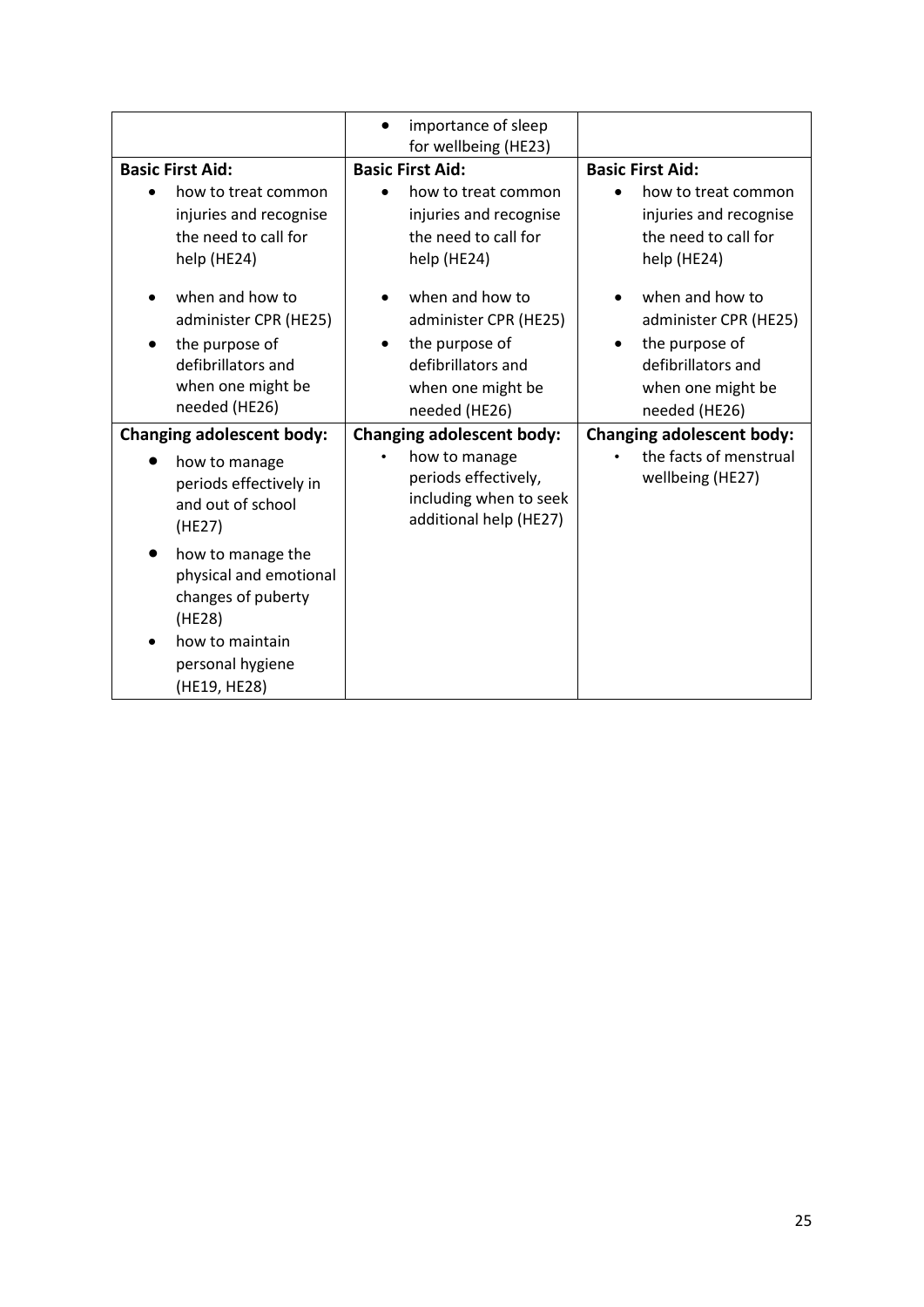| | | |
|---|---|---|
| | • importance of sleep for wellbeing (HE23) | |
| **Basic First Aid:**<br>• how to treat common injuries and recognise the need to call for help (HE24)<br>• when and how to administer CPR (HE25)<br>• the purpose of defibrillators and when one might be needed (HE26) | **Basic First Aid:**<br>• how to treat common injuries and recognise the need to call for help (HE24)<br>• when and how to administer CPR (HE25)<br>• the purpose of defibrillators and when one might be needed (HE26) | **Basic First Aid:**<br>• how to treat common injuries and recognise the need to call for help (HE24)<br>• when and how to administer CPR (HE25)<br>• the purpose of defibrillators and when one might be needed (HE26) |
| **Changing adolescent body:**<br>• how to manage periods effectively in and out of school (HE27)<br>• how to manage the physical and emotional changes of puberty (HE28)<br>• how to maintain personal hygiene (HE19, HE28) | **Changing adolescent body:**<br>• how to manage periods effectively, including when to seek additional help (HE27) | **Changing adolescent body:**<br>• the facts of menstrual wellbeing (HE27) |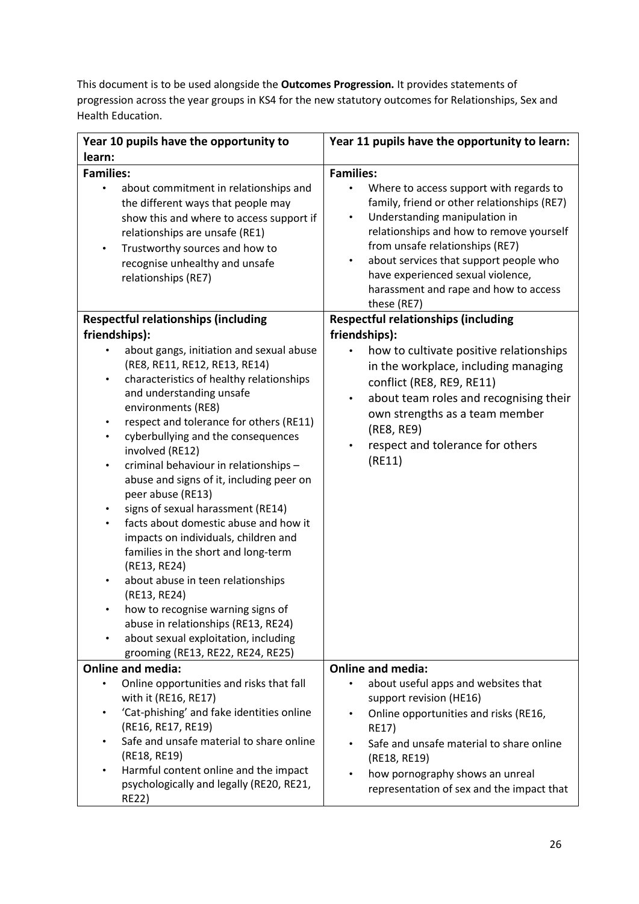This document is to be used alongside the **Outcomes Progression.** It provides statements of progression across the year groups in KS4 for the new statutory outcomes for Relationships, Sex and Health Education.

| Year 10 pupils have the opportunity to learn: | Year 11 pupils have the opportunity to learn: |
|---|---|
| **Families:**<br>• about commitment in relationships and the different ways that people may show this and where to access support if relationships are unsafe (RE1)<br>• Trustworthy sources and how to recognise unhealthy and unsafe relationships (RE7) | **Families:**<br>• Where to access support with regards to family, friend or other relationships (RE7)<br>• Understanding manipulation in relationships and how to remove yourself from unsafe relationships (RE7)<br>• about services that support people who have experienced sexual violence, harassment and rape and how to access these (RE7) |
| **Respectful relationships (including friendships):**<br>• about gangs, initiation and sexual abuse (RE8, RE11, RE12, RE13, RE14)<br>• characteristics of healthy relationships and understanding unsafe environments (RE8)<br>• respect and tolerance for others (RE11)<br>• cyberbullying and the consequences involved (RE12)<br>• criminal behaviour in relationships – abuse and signs of it, including peer on peer abuse (RE13)<br>• signs of sexual harassment (RE14)<br>• facts about domestic abuse and how it impacts on individuals, children and families in the short and long-term (RE13, RE24)<br>• about abuse in teen relationships (RE13, RE24)<br>• how to recognise warning signs of abuse in relationships (RE13, RE24)<br>• about sexual exploitation, including grooming (RE13, RE22, RE24, RE25) | **Respectful relationships (including friendships):**<br>• how to cultivate positive relationships in the workplace, including managing conflict (RE8, RE9, RE11)<br>• about team roles and recognising their own strengths as a team member (RE8, RE9)<br>• respect and tolerance for others (RE11) |
| **Online and media:**<br>• Online opportunities and risks that fall with it (RE16, RE17)<br>• 'Cat-phishing' and fake identities online (RE16, RE17, RE19)<br>• Safe and unsafe material to share online (RE18, RE19)<br>• Harmful content online and the impact psychologically and legally (RE20, RE21, RE22) | **Online and media:**<br>• about useful apps and websites that support revision (HE16)<br>• Online opportunities and risks (RE16, RE17)<br>• Safe and unsafe material to share online (RE18, RE19)<br>• how pornography shows an unreal representation of sex and the impact that |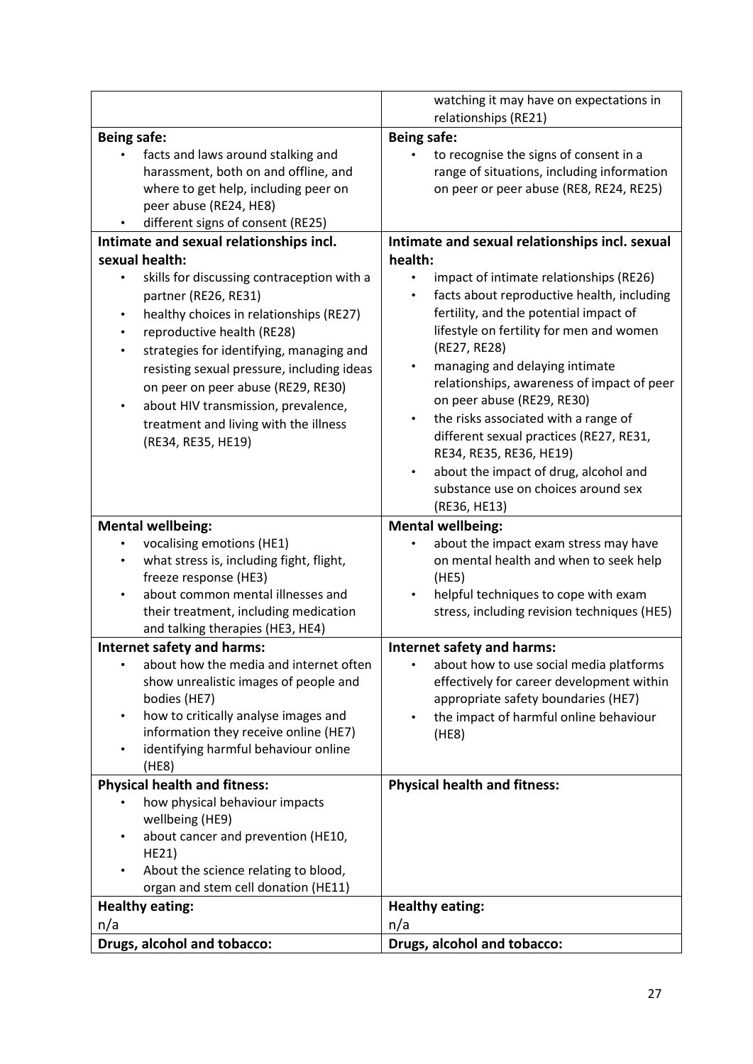| | |
|---|---|
| | watching it may have on expectations in relationships (RE21) |
| **Being safe:**<br>• facts and laws around stalking and harassment, both on and offline, and where to get help, including peer on peer abuse (RE24, HE8)<br>• different signs of consent (RE25) | **Being safe:**<br>• to recognise the signs of consent in a range of situations, including information on peer or peer abuse (RE8, RE24, RE25) |
| **Intimate and sexual relationships incl. sexual health:**<br>• skills for discussing contraception with a partner (RE26, RE31)<br>• healthy choices in relationships (RE27)<br>• reproductive health (RE28)<br>• strategies for identifying, managing and resisting sexual pressure, including ideas on peer on peer abuse (RE29, RE30)<br>• about HIV transmission, prevalence, treatment and living with the illness (RE34, RE35, HE19) | **Intimate and sexual relationships incl. sexual health:**<br>• impact of intimate relationships (RE26)<br>• facts about reproductive health, including fertility, and the potential impact of lifestyle on fertility for men and women (RE27, RE28)<br>• managing and delaying intimate relationships, awareness of impact of peer on peer abuse (RE29, RE30)<br>• the risks associated with a range of different sexual practices (RE27, RE31, RE34, RE35, RE36, HE19)<br>• about the impact of drug, alcohol and substance use on choices around sex (RE36, HE13) |
| **Mental wellbeing:**<br>• vocalising emotions (HE1)<br>• what stress is, including fight, flight, freeze response (HE3)<br>• about common mental illnesses and their treatment, including medication and talking therapies (HE3, HE4) | **Mental wellbeing:**<br>• about the impact exam stress may have on mental health and when to seek help (HE5)<br>• helpful techniques to cope with exam stress, including revision techniques (HE5) |
| **Internet safety and harms:**<br>• about how the media and internet often show unrealistic images of people and bodies (HE7)<br>• how to critically analyse images and information they receive online (HE7)<br>• identifying harmful behaviour online (HE8) | **Internet safety and harms:**<br>• about how to use social media platforms effectively for career development within appropriate safety boundaries (HE7)<br>• the impact of harmful online behaviour (HE8) |
| **Physical health and fitness:**<br>• how physical behaviour impacts wellbeing (HE9)<br>• about cancer and prevention (HE10, HE21)<br>• About the science relating to blood, organ and stem cell donation (HE11) | **Physical health and fitness:** |
| **Healthy eating:**<br>n/a | **Healthy eating:**<br>n/a |
| **Drugs, alcohol and tobacco:** | **Drugs, alcohol and tobacco:** |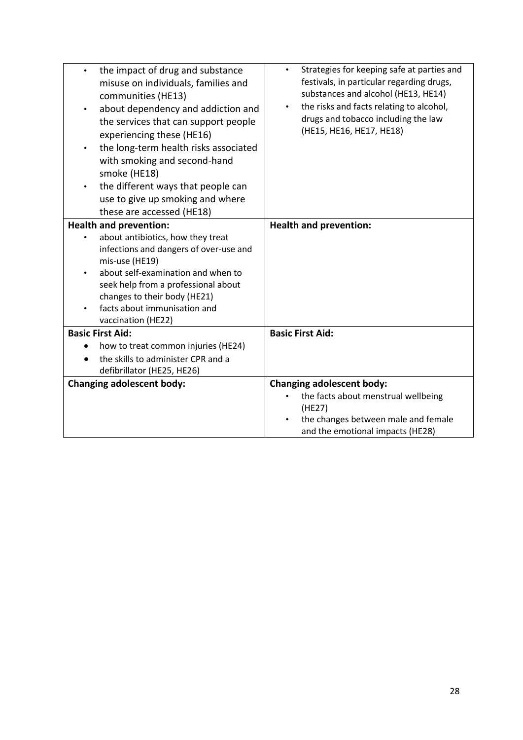| | |
|---|---|
| • the impact of drug and substance misuse on individuals, families and communities (HE13)<br>• about dependency and addiction and the services that can support people experiencing these (HE16)<br>• the long-term health risks associated with smoking and second-hand smoke (HE18)<br>• the different ways that people can use to give up smoking and where these are accessed (HE18) | • Strategies for keeping safe at parties and festivals, in particular regarding drugs, substances and alcohol (HE13, HE14)<br>• the risks and facts relating to alcohol, drugs and tobacco including the law (HE15, HE16, HE17, HE18) |
| **Health and prevention:**<br>• about antibiotics, how they treat infections and dangers of over-use and mis-use (HE19)<br>• about self-examination and when to seek help from a professional about changes to their body (HE21)<br>• facts about immunisation and vaccination (HE22) | **Health and prevention:** |
| **Basic First Aid:**<br>• how to treat common injuries (HE24)<br>• the skills to administer CPR and a defibrillator (HE25, HE26) | **Basic First Aid:** |
| **Changing adolescent body:** | **Changing adolescent body:**<br>• the facts about menstrual wellbeing (HE27)<br>• the changes between male and female and the emotional impacts (HE28) |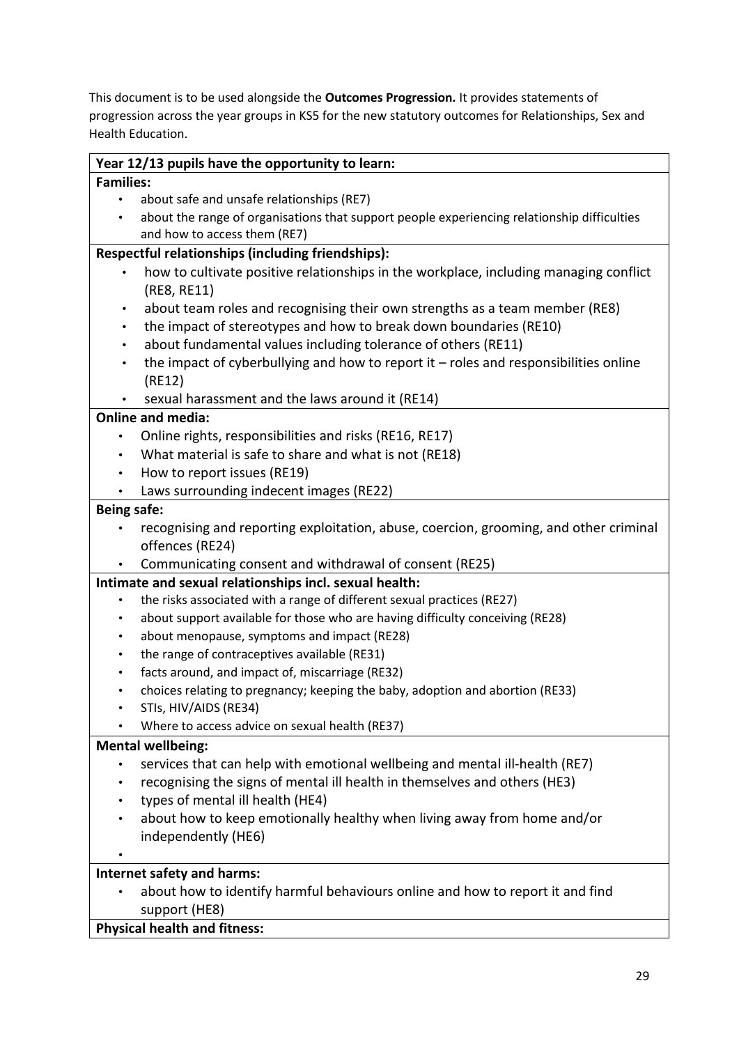This document is to be used alongside the **Outcomes Progression.** It provides statements of progression across the year groups in KS5 for the new statutory outcomes for Relationships, Sex and Health Education.

| **Year 12/13 pupils have the opportunity to learn:** |
| --- |
| **Families:**<br>• about safe and unsafe relationships (RE7)<br>• about the range of organisations that support people experiencing relationship difficulties and how to access them (RE7) |
| **Respectful relationships (including friendships):**<br>• how to cultivate positive relationships in the workplace, including managing conflict (RE8, RE11)<br>• about team roles and recognising their own strengths as a team member (RE8)<br>• the impact of stereotypes and how to break down boundaries (RE10)<br>• about fundamental values including tolerance of others (RE11)<br>• the impact of cyberbullying and how to report it – roles and responsibilities online (RE12)<br>• sexual harassment and the laws around it (RE14) |
| **Online and media:**<br>• Online rights, responsibilities and risks (RE16, RE17)<br>• What material is safe to share and what is not (RE18)<br>• How to report issues (RE19)<br>• Laws surrounding indecent images (RE22) |
| **Being safe:**<br>• recognising and reporting exploitation, abuse, coercion, grooming, and other criminal offences (RE24)<br>• Communicating consent and withdrawal of consent (RE25) |
| **Intimate and sexual relationships incl. sexual health:**<br>• the risks associated with a range of different sexual practices (RE27)<br>• about support available for those who are having difficulty conceiving (RE28)<br>• about menopause, symptoms and impact (RE28)<br>• the range of contraceptives available (RE31)<br>• facts around, and impact of, miscarriage (RE32)<br>• choices relating to pregnancy; keeping the baby, adoption and abortion (RE33)<br>• STIs, HIV/AIDS (RE34)<br>• Where to access advice on sexual health (RE37) |
| **Mental wellbeing:**<br>• services that can help with emotional wellbeing and mental ill-health (RE7)<br>• recognising the signs of mental ill health in themselves and others (HE3)<br>• types of mental ill health (HE4)<br>• about how to keep emotionally healthy when living away from home and/or independently (HE6)<br>• |
| **Internet safety and harms:**<br>• about how to identify harmful behaviours online and how to report it and find support (HE8) |
| **Physical health and fitness:** |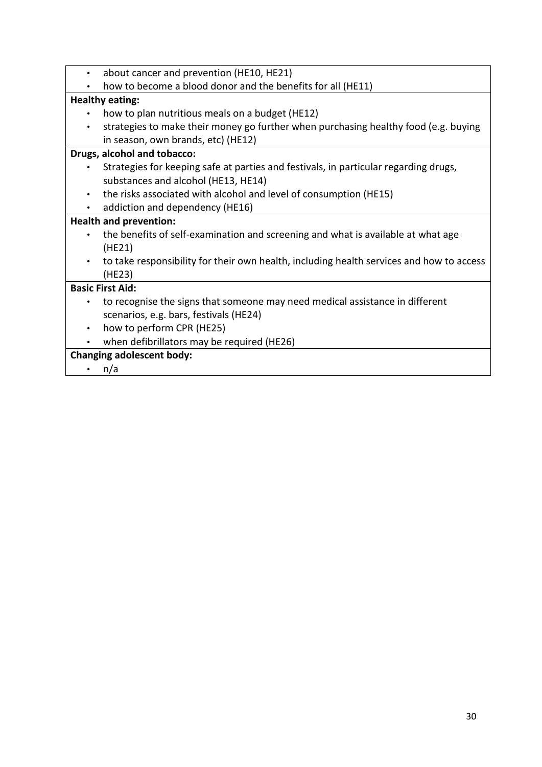- about cancer and prevention (HE10, HE21)
- how to become a blood donor and the benefits for all (HE11)

**Healthy eating:**

- how to plan nutritious meals on a budget (HE12)
- strategies to make their money go further when purchasing healthy food (e.g. buying in season, own brands, etc) (HE12)

**Drugs, alcohol and tobacco:**

- Strategies for keeping safe at parties and festivals, in particular regarding drugs, substances and alcohol (HE13, HE14)
- the risks associated with alcohol and level of consumption (HE15)
- addiction and dependency (HE16)

**Health and prevention:**

- the benefits of self-examination and screening and what is available at what age (HE21)
- to take responsibility for their own health, including health services and how to access (HE23)

**Basic First Aid:**

- to recognise the signs that someone may need medical assistance in different scenarios, e.g. bars, festivals (HE24)
- how to perform CPR (HE25)
- when defibrillators may be required (HE26)

**Changing adolescent body:**

- n/a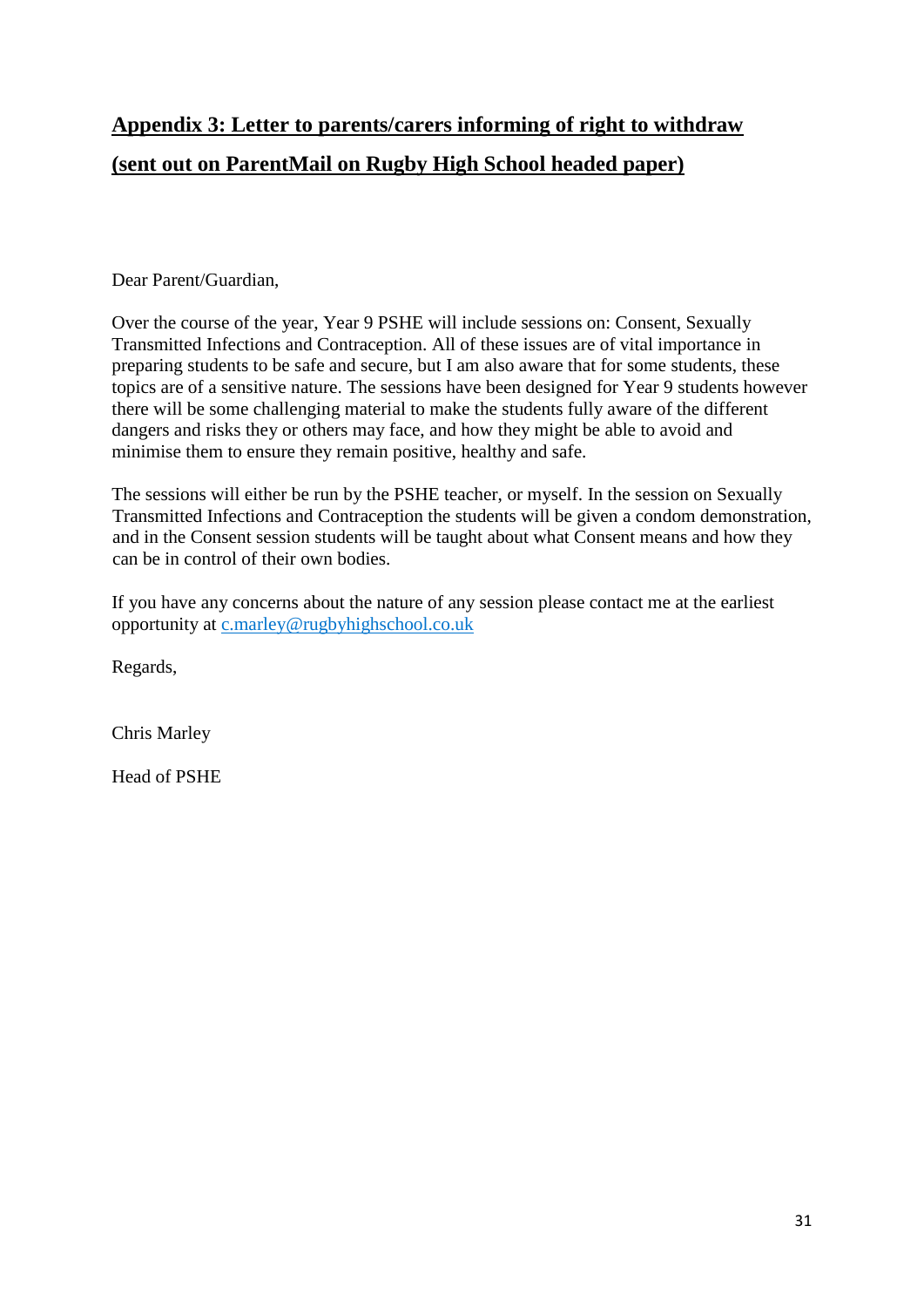## Appendix 3: Letter to parents/carers informing of right to withdraw

## (sent out on ParentMail on Rugby High School headed paper)

Dear Parent/Guardian,

Over the course of the year, Year 9 PSHE will include sessions on: Consent, Sexually Transmitted Infections and Contraception. All of these issues are of vital importance in preparing students to be safe and secure, but I am also aware that for some students, these topics are of a sensitive nature. The sessions have been designed for Year 9 students however there will be some challenging material to make the students fully aware of the different dangers and risks they or others may face, and how they might be able to avoid and minimise them to ensure they remain positive, healthy and safe.

The sessions will either be run by the PSHE teacher, or myself. In the session on Sexually Transmitted Infections and Contraception the students will be given a condom demonstration, and in the Consent session students will be taught about what Consent means and how they can be in control of their own bodies.

If you have any concerns about the nature of any session please contact me at the earliest opportunity at c.marley@rugbyhighschool.co.uk

Regards,

Chris Marley

Head of PSHE